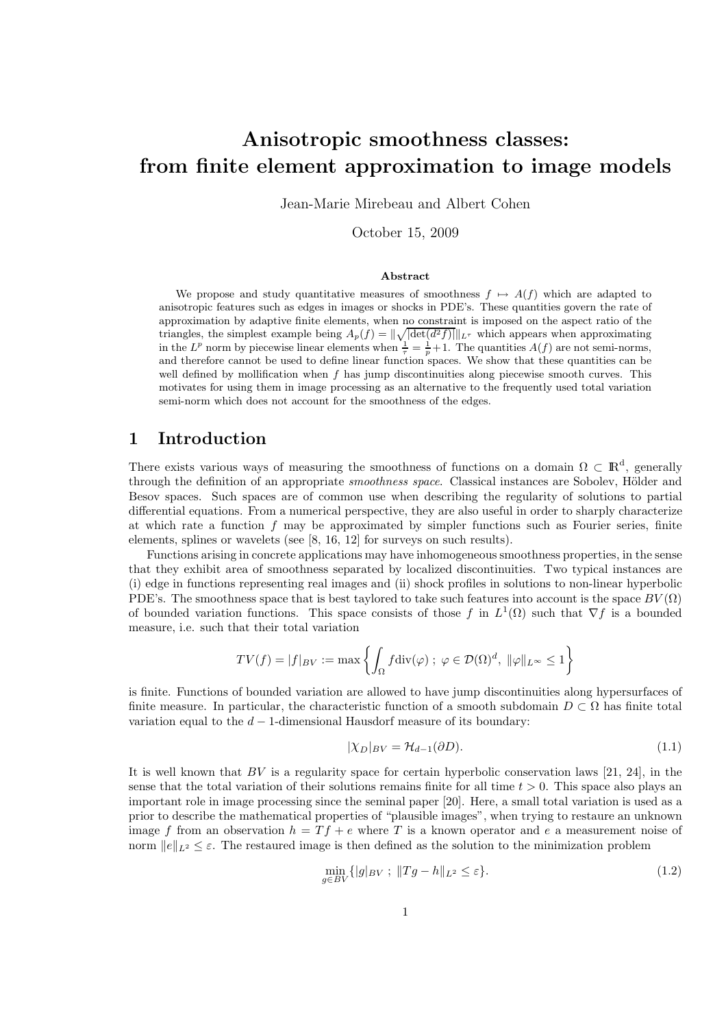# Anisotropic smoothness classes: from finite element approximation to image models

Jean-Marie Mirebeau and Albert Cohen

October 15, 2009

### Abstract

We propose and study quantitative measures of smoothness $f \mapsto A(f)$ which are adapted to anisotropic features such as edges in images or shocks in PDE's. These quantities govern the rate of approximation by adaptive finite elements, when no constraint is imposed on the aspect ratio of the triangles, the simplest exemple being $A_p(f) = \|\sqrt{|\det(d^2 f)|}\|_{L^\tau}$ which appears when approximating in the $L^p$ norm by piecewise linear elements when $\frac{1}{\tau} = \frac{1}{p} + 1$. The quantities $A(f)$ are not semi-norms, and therefore cannot be used to define linear function spaces. We show that these quantities can be well defined by mollification when $f$ has jump discontinuities along piecewise smooth curves. This motivates for using them in image processing as an alternative to the frequently used total variation semi-norm which does not account for the smoothness of the edges.

## 1 Introduction

There exists various ways of measuring the smoothness of functions on a domain $\Omega \subset \mathbb{R}^d$, generally through the definition of an appropriate *smoothness space*. Classical instances are Sobolev, Hölder and Besov spaces. Such spaces are of common use when describing the regularity of solutions to partial differential equations. From a numerical perspective, they are also useful in order to sharply characterize at which rate a function $f$ may be approximated by simpler functions such as Fourier series, finite elements, splines or wavelets (see [8, 16, 12] for surveys on such results).

Functions arising in concrete applications may have inhomogeneous smoothness properties, in the sense that they exhibit area of smoothness separated by localized discontinuities. Two typical instances are (i) edge in functions representing real images and (ii) shock profiles in solutions to non-linear hyperbolic PDE's. The smoothness space that is best taylored to take such features into account is the space $BV(\Omega)$ of bounded variation functions. This space consists of those $f$ in $L^1(\Omega)$ such that $\nabla f$ is a bounded measure, i.e. such that their total variation

$$TV(f) = |f|_{BV} := \max \left\{ \int_\Omega f \operatorname{div}(\varphi) \; ; \; \varphi \in \mathcal{D}(\Omega)^d, \; \|\varphi\|_{L^\infty} \leq 1 \right\}$$

is finite. Functions of bounded variation are allowed to have jump discontinuities along hypersurfaces of finite measure. In particular, the characteristic function of a smooth subdomain $D \subset \Omega$ has finite total variation equal to the $d-1$-dimensional Hausdorf measure of its boundary:

$$|\chi_D|_{BV} = \mathcal{H}_{d-1}(\partial D). \tag{1.1}$$

It is well known that $BV$ is a regularity space for certain hyperbolic conservation laws [21, 24], in the sense that the total variation of their solutions remains finite for all time $t > 0$. This space also plays an important role in image processing since the seminal paper [20]. Here, a small total variation is used as a prior to describe the mathematical properties of "plausible images", when trying to restaure an unknown image $f$ from an observation $h = Tf + e$ where $T$ is a known operator and $e$ a measurement noise of norm $\|e\|_{L^2} \leq \varepsilon$. The restaured image is then defined as the solution to the minimization problem

$$\min_{g \in BV} \{ |g|_{BV} \; ; \; \|Tg - h\|_{L^2} \leq \varepsilon \}. \tag{1.2}$$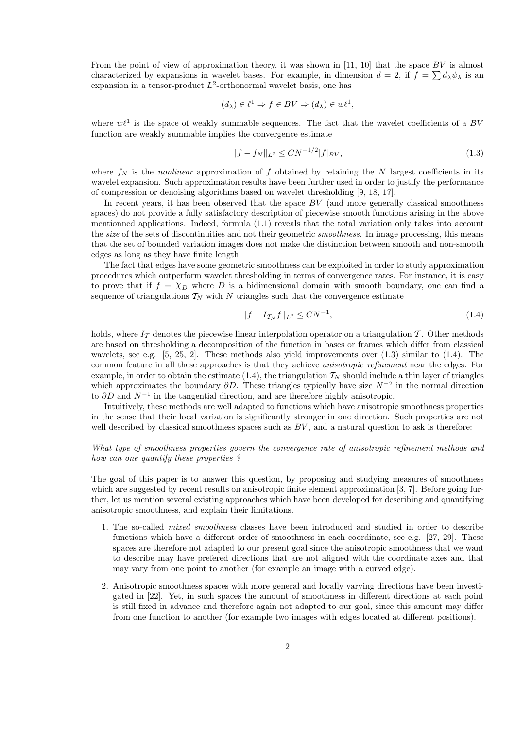From the point of view of approximation theory, it was shown in [11, 10] that the space $BV$ is almost characterized by expansions in wavelet bases. For example, in dimension $d = 2$, if $f = \sum d_\lambda \psi_\lambda$ is an expansion in a tensor-product $L^2$-orthonormal wavelet basis, one has

$$(d_\lambda) \in \ell^1 \Rightarrow f \in BV \Rightarrow (d_\lambda) \in w\ell^1,$$

where $w\ell^1$ is the space of weakly summable sequences. The fact that the wavelet coefficients of a $BV$ function are weakly summable implies the convergence estimate

$$\|f - f_N\|_{L^2} \leq CN^{-1/2}|f|_{BV}, \tag{1.3}$$

where $f_N$ is the *nonlinear* approximation of $f$ obtained by retaining the $N$ largest coefficients in its wavelet expansion. Such approximation results have been further used in order to justify the performance of compression or denoising algorithms based on wavelet thresholding [9, 18, 17].

In recent years, it has been observed that the space $BV$ (and more generally classical smoothness spaces) do not provide a fully satisfactory description of piecewise smooth functions arising in the above mentionned applications. Indeed, formula (1.1) reveals that the total variation only takes into account the *size* of the sets of discontinuities and not their geometric *smoothness*. In image processing, this means that the set of bounded variation images does not make the distinction between smooth and non-smooth edges as long as they have finite length.

The fact that edges have some geometric smoothness can be exploited in order to study approximation procedures which outperform wavelet thresholding in terms of convergence rates. For instance, it is easy to prove that if $f = \chi_D$ where $D$ is a bidimensional domain with smooth boundary, one can find a sequence of triangulations $\mathcal{T}_N$ with $N$ triangles such that the convergence estimate

$$\|f - I_{\mathcal{T}_N} f\|_{L^2} \leq CN^{-1}, \tag{1.4}$$

holds, where $I_\mathcal{T}$ denotes the piecewise linear interpolation operator on a triangulation $\mathcal{T}$. Other methods are based on thresholding a decomposition of the function in bases or frames which differ from classical wavelets, see e.g. [5, 25, 2]. These methods also yield improvements over (1.3) similar to (1.4). The common feature in all these approaches is that they achieve *anisotropic refinement* near the edges. For example, in order to obtain the estimate (1.4), the triangulation $\mathcal{T}_N$ should include a thin layer of triangles which approximates the boundary $\partial D$. These triangles typically have size $N^{-2}$ in the normal direction to $\partial D$ and $N^{-1}$ in the tangential direction, and are therefore highly anisotropic.

Intuitively, these methods are well adapted to functions which have anisotropic smoothness properties in the sense that their local variation is significantly stronger in one direction. Such properties are not well described by classical smoothness spaces such as $BV$, and a natural question to ask is therefore:

*What type of smoothness properties govern the convergence rate of anisotropic refinement methods and how can one quantify these properties ?*

The goal of this paper is to answer this question, by proposing and studying measures of smoothness which are suggested by recent results on anisotropic finite element approximation [3, 7]. Before going further, let us mention several existing approaches which have been developed for describing and quantifying anisotropic smoothness, and explain their limitations.

1. The so-called *mixed smoothness* classes have been introduced and studied in order to describe functions which have a different order of smoothness in each coordinate, see e.g. [27, 29]. These spaces are therefore not adapted to our present goal since the anisotropic smoothness that we want to describe may have prefered directions that are not aligned with the coordinate axes and that may vary from one point to another (for example an image with a curved edge).

2. Anisotropic smoothness spaces with more general and locally varying directions have been investigated in [22]. Yet, in such spaces the amount of smoothness in different directions at each point is still fixed in advance and therefore again not adapted to our goal, since this amount may differ from one function to another (for example two images with edges located at different positions).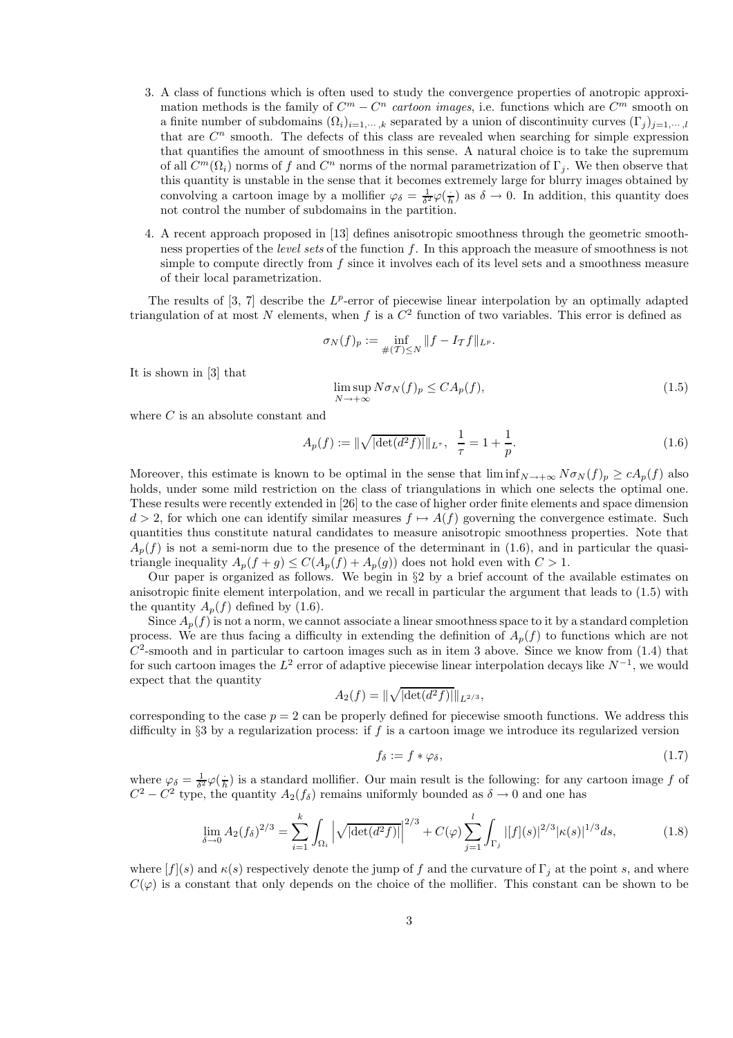3. A class of functions which is often used to study the convergence properties of anotropic approximation methods is the family of $C^m - C^n$ *cartoon images*, i.e. functions which are $C^m$ smooth on a finite number of subdomains $(\Omega_i)_{i=1,\cdots,k}$ separated by a union of discontinuity curves $(\Gamma_j)_{j=1,\cdots,l}$ that are $C^n$ smooth. The defects of this class are revealed when searching for simple expression that quantifies the amount of smoothness in this sense. A natural choice is to take the supremum of all $C^m(\Omega_i)$ norms of $f$ and $C^n$ norms of the normal parametrization of $\Gamma_j$. We then observe that this quantity is unstable in the sense that it becomes extremely large for blurry images obtained by convolving a cartoon image by a mollifier $\varphi_\delta = \frac{1}{\delta^2}\varphi(\frac{\cdot}{h})$ as $\delta \to 0$. In addition, this quantity does not control the number of subdomains in the partition.

4. A recent approach proposed in [13] defines anisotropic smoothness through the geometric smoothness properties of the *level sets* of the function $f$. In this approach the measure of smoothness is not simple to compute directly from $f$ since it involves each of its level sets and a smoothness measure of their local parametrization.

The results of [3, 7] describe the $L^p$-error of piecewise linear interpolation by an optimally adapted triangulation of at most $N$ elements, when $f$ is a $C^2$ function of two variables. This error is defined as

$$\sigma_N(f)_p := \inf_{\#(\mathcal{T})\leq N} \|f - I_\mathcal{T} f\|_{L^p}.$$

It is shown in [3] that

$$\limsup_{N\to+\infty} N\sigma_N(f)_p \leq CA_p(f), \tag{1.5}$$

where $C$ is an absolute constant and

$$A_p(f) := \|\sqrt{|\det(d^2f)|}\|_{L^\tau}, \quad \frac{1}{\tau} = 1 + \frac{1}{p}. \tag{1.6}$$

Moreover, this estimate is known to be optimal in the sense that $\liminf_{N\to+\infty} N\sigma_N(f)_p \geq cA_p(f)$ also holds, under some mild restriction on the class of triangulations in which one selects the optimal one. These results were recently extended in [26] to the case of higher order finite elements and space dimension $d > 2$, for which one can identify similar measures $f \mapsto A(f)$ governing the convergence estimate. Such quantities thus constitute natural candidates to measure anisotropic smoothness properties. Note that $A_p(f)$ is not a semi-norm due to the presence of the determinant in (1.6), and in particular the quasi-triangle inequality $A_p(f + g) \leq C(A_p(f) + A_p(g))$ does not hold even with $C > 1$.

Our paper is organized as follows. We begin in §2 by a brief account of the available estimates on anisotropic finite element interpolation, and we recall in particular the argument that leads to (1.5) with the quantity $A_p(f)$ defined by (1.6).

Since $A_p(f)$ is not a norm, we cannot associate a linear smoothness space to it by a standard completion process. We are thus facing a difficulty in extending the definition of $A_p(f)$ to functions which are not $C^2$-smooth and in particular to cartoon images such as in item 3 above. Since we know from (1.4) that for such cartoon images the $L^2$ error of adaptive piecewise linear interpolation decays like $N^{-1}$, we would expect that the quantity

$$A_2(f) = \|\sqrt{|\det(d^2f)|}\|_{L^{2/3}},$$

corresponding to the case $p = 2$ can be properly defined for piecewise smooth functions. We address this difficulty in §3 by a regularization process: if $f$ is a cartoon image we introduce its regularized version

$$f_\delta := f * \varphi_\delta, \tag{1.7}$$

where $\varphi_\delta = \frac{1}{\delta^2}\varphi(\frac{\cdot}{h})$ is a standard mollifier. Our main result is the following: for any cartoon image $f$ of $C^2 - C^2$ type, the quantity $A_2(f_\delta)$ remains uniformly bounded as $\delta \to 0$ and one has

$$\lim_{\delta\to 0} A_2(f_\delta)^{2/3} = \sum_{i=1}^{k} \int_{\Omega_i} \left|\sqrt{|\det(d^2f)|}\right|^{2/3} + C(\varphi) \sum_{j=1}^{l} \int_{\Gamma_j} |[f](s)|^{2/3} |\kappa(s)|^{1/3} ds, \tag{1.8}$$

where $[f](s)$ and $\kappa(s)$ respectively denote the jump of $f$ and the curvature of $\Gamma_j$ at the point $s$, and where $C(\varphi)$ is a constant that only depends on the choice of the mollifier. This constant can be shown to be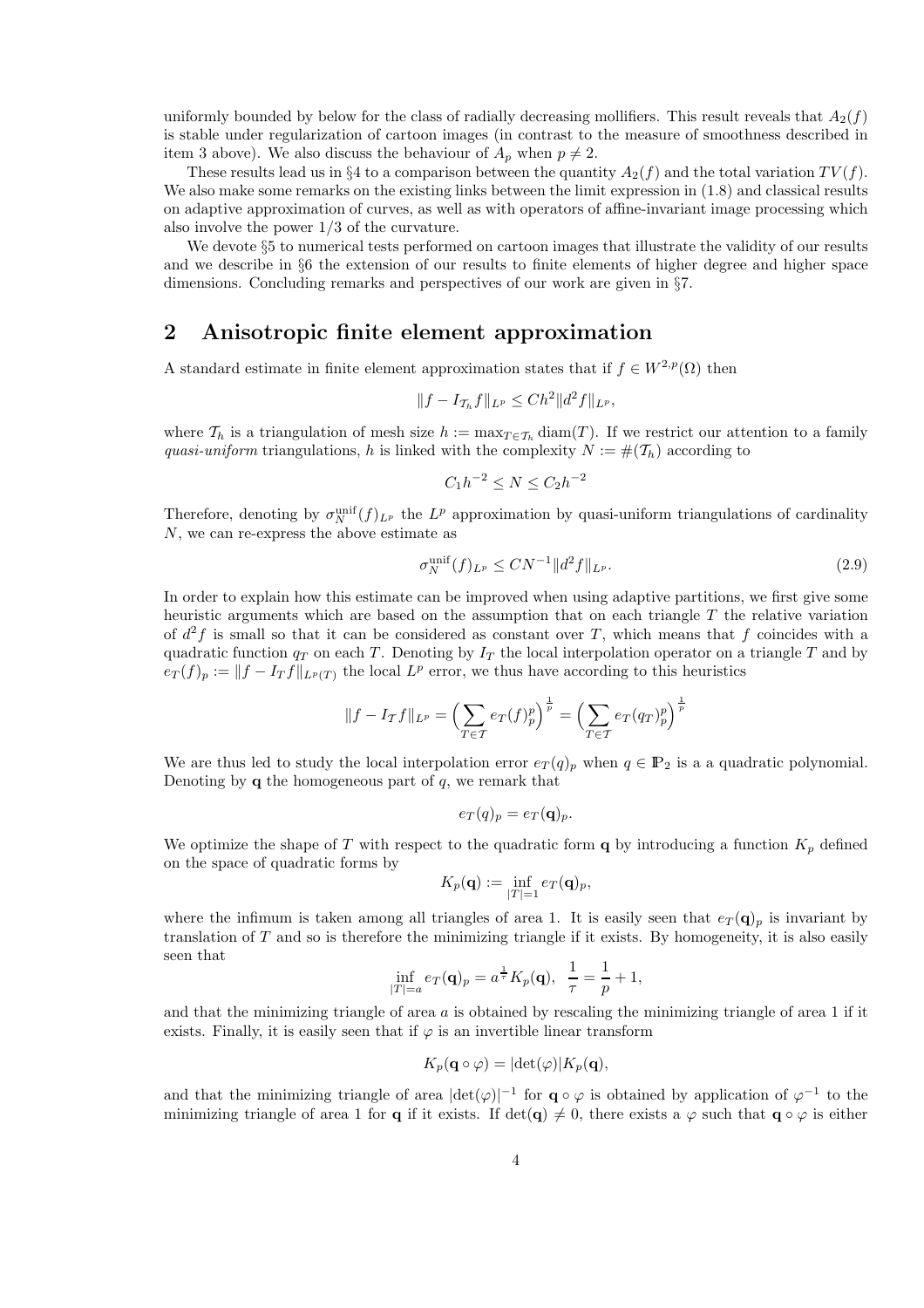uniformly bounded by below for the class of radially decreasing mollifiers. This result reveals that $A_2(f)$ is stable under regularization of cartoon images (in contrast to the measure of smoothness described in item 3 above). We also discuss the behaviour of $A_p$ when $p \neq 2$.

These results lead us in §4 to a comparison between the quantity $A_2(f)$ and the total variation $TV(f)$. We also make some remarks on the existing links between the limit expression in (1.8) and classical results on adaptive approximation of curves, as well as with operators of affine-invariant image processing which also involve the power 1/3 of the curvature.

We devote §5 to numerical tests performed on cartoon images that illustrate the validity of our results and we describe in §6 the extension of our results to finite elements of higher degree and higher space dimensions. Concluding remarks and perspectives of our work are given in §7.

## 2 Anisotropic finite element approximation

A standard estimate in finite element approximation states that if $f \in W^{2,p}(\Omega)$ then

$$\|f - I_{\mathcal{T}_h} f\|_{L^p} \le C h^2 \|d^2 f\|_{L^p},$$

where $\mathcal{T}_h$ is a triangulation of mesh size $h := \max_{T \in \mathcal{T}_h} \operatorname{diam}(T)$. If we restrict our attention to a family *quasi-uniform* triangulations, $h$ is linked with the complexity $N := \#(\mathcal{T}_h)$ according to

$$C_1 h^{-2} \le N \le C_2 h^{-2}$$

Therefore, denoting by $\sigma_N^{\mathrm{unif}}(f)_{L^p}$ the $L^p$ approximation by quasi-uniform triangulations of cardinality $N$, we can re-express the above estimate as

$$\sigma_N^{\mathrm{unif}}(f)_{L^p} \le C N^{-1} \|d^2 f\|_{L^p}. \tag{2.9}$$

In order to explain how this estimate can be improved when using adaptive partitions, we first give some heuristic arguments which are based on the assumption that on each triangle $T$ the relative variation of $d^2 f$ is small so that it can be considered as constant over $T$, which means that $f$ coincides with a quadratic function $q_T$ on each $T$. Denoting by $I_T$ the local interpolation operator on a triangle $T$ and by $e_T(f)_p := \|f - I_T f\|_{L^p(T)}$ the local $L^p$ error, we thus have according to this heuristics

$$\|f - I_{\mathcal{T}} f\|_{L^p} = \Big(\sum_{T \in \mathcal{T}} e_T(f)_p^p\Big)^{\frac{1}{p}} = \Big(\sum_{T \in \mathcal{T}} e_T(q_T)_p^p\Big)^{\frac{1}{p}}$$

We are thus led to study the local interpolation error $e_T(q)_p$ when $q \in \mathbb{P}_2$ is a a quadratic polynomial. Denoting by $\mathbf{q}$ the homogeneous part of $q$, we remark that

$$e_T(q)_p = e_T(\mathbf{q})_p.$$

We optimize the shape of $T$ with respect to the quadratic form $\mathbf{q}$ by introducing a function $K_p$ defined on the space of quadratic forms by

$$K_p(\mathbf{q}) := \inf_{|T|=1} e_T(\mathbf{q})_p,$$

where the infimum is taken among all triangles of area 1. It is easily seen that $e_T(\mathbf{q})_p$ is invariant by translation of $T$ and so is therefore the minimizing triangle if it exists. By homogeneity, it is also easily seen that

$$\inf_{|T|=a} e_T(\mathbf{q})_p = a^{\frac{1}{\tau}} K_p(\mathbf{q}), \ \ \frac{1}{\tau} = \frac{1}{p} + 1,$$

and that the minimizing triangle of area $a$ is obtained by rescaling the minimizing triangle of area 1 if it exists. Finally, it is easily seen that if $\varphi$ is an invertible linear transform

$$K_p(\mathbf{q} \circ \varphi) = |\det(\varphi)| K_p(\mathbf{q}),$$

and that the minimizing triangle of area $|\det(\varphi)|^{-1}$ for $\mathbf{q} \circ \varphi$ is obtained by application of $\varphi^{-1}$ to the minimizing triangle of area 1 for $\mathbf{q}$ if it exists. If $\det(\mathbf{q}) \neq 0$, there exists a $\varphi$ such that $\mathbf{q} \circ \varphi$ is either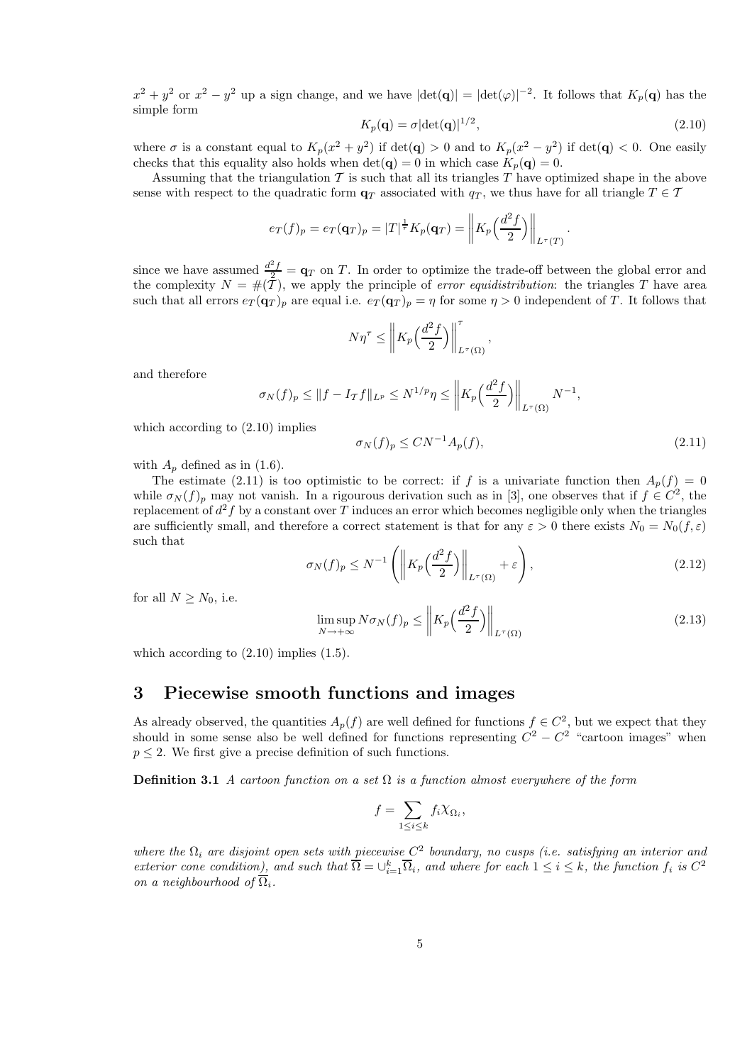$x^2+y^2$ or $x^2-y^2$ up a sign change, and we have $|\det(\mathbf{q})| = |\det(\varphi)|^{-2}$. It follows that $K_p(\mathbf{q})$ has the simple form

$$K_p(\mathbf{q}) = \sigma|\det(\mathbf{q})|^{1/2}, \tag{2.10}$$

where $\sigma$ is a constant equal to $K_p(x^2+y^2)$ if $\det(\mathbf{q}) > 0$ and to $K_p(x^2-y^2)$ if $\det(\mathbf{q}) < 0$. One easily checks that this equality also holds when $\det(\mathbf{q}) = 0$ in which case $K_p(\mathbf{q}) = 0$.

Assuming that the triangulation $\mathcal{T}$ is such that all its triangles $T$ have optimized shape in the above sense with respect to the quadratic form $\mathbf{q}_T$ associated with $q_T$, we thus have for all triangle $T \in \mathcal{T}$

$$e_T(f)_p = e_T(\mathbf{q}_T)_p = |T|^{\frac{1}{\tau}} K_p(\mathbf{q}_T) = \left\| K_p\Big(\frac{d^2 f}{2}\Big)\right\|_{L^\tau(T)}.$$

since we have assumed $\frac{d^2 f}{2} = \mathbf{q}_T$ on $T$. In order to optimize the trade-off between the global error and the complexity $N = \#(\mathcal{T})$, we apply the principle of *error equidistribution*: the triangles $T$ have area such that all errors $e_T(\mathbf{q}_T)_p$ are equal i.e. $e_T(\mathbf{q}_T)_p = \eta$ for some $\eta > 0$ independent of $T$. It follows that

$$N\eta^\tau \leq \left\| K_p\Big(\frac{d^2 f}{2}\Big)\right\|^\tau_{L^\tau(\Omega)},$$

and therefore

$$\sigma_N(f)_p \leq \|f - I_\mathcal{T} f\|_{L^p} \leq N^{1/p}\eta \leq \left\| K_p\Big(\frac{d^2 f}{2}\Big)\right\|_{L^\tau(\Omega)} N^{-1},$$

which according to (2.10) implies

$$\sigma_N(f)_p \leq CN^{-1}A_p(f), \tag{2.11}$$

with $A_p$ defined as in (1.6).

The estimate (2.11) is too optimistic to be correct: if $f$ is a univariate function then $A_p(f) = 0$ while $\sigma_N(f)_p$ may not vanish. In a rigourous derivation such as in [3], one observes that if $f \in C^2$, the replacement of $d^2 f$ by a constant over $T$ induces an error which becomes negligible only when the triangles are sufficiently small, and therefore a correct statement is that for any $\varepsilon > 0$ there exists $N_0 = N_0(f, \varepsilon)$ such that

$$\sigma_N(f)_p \leq N^{-1}\left(\left\| K_p\Big(\frac{d^2 f}{2}\Big)\right\|_{L^\tau(\Omega)} + \varepsilon\right), \tag{2.12}$$

for all $N \geq N_0$, i.e.

$$\limsup_{N\to+\infty} N\sigma_N(f)_p \leq \left\| K_p\Big(\frac{d^2 f}{2}\Big)\right\|_{L^\tau(\Omega)} \tag{2.13}$$

which according to (2.10) implies (1.5).

## 3 Piecewise smooth functions and images

As already observed, the quantities $A_p(f)$ are well defined for functions $f \in C^2$, but we expect that they should in some sense also be well defined for functions representing $C^2 - C^2$ "cartoon images" when $p \leq 2$. We first give a precise definition of such functions.

**Definition 3.1** *A cartoon function on a set $\Omega$ is a function almost everywhere of the form*

$$f = \sum_{1 \leq i \leq k} f_i \chi_{\Omega_i},$$

*where the $\Omega_i$ are disjoint open sets with piecewise $C^2$ boundary, no cusps (i.e. satisfying an interior and exterior cone condition), and such that $\overline{\Omega} = \cup_{i=1}^k \overline{\Omega}_i$, and where for each $1 \leq i \leq k$, the function $f_i$ is $C^2$ on a neighbourhood of $\overline{\Omega}_i$.*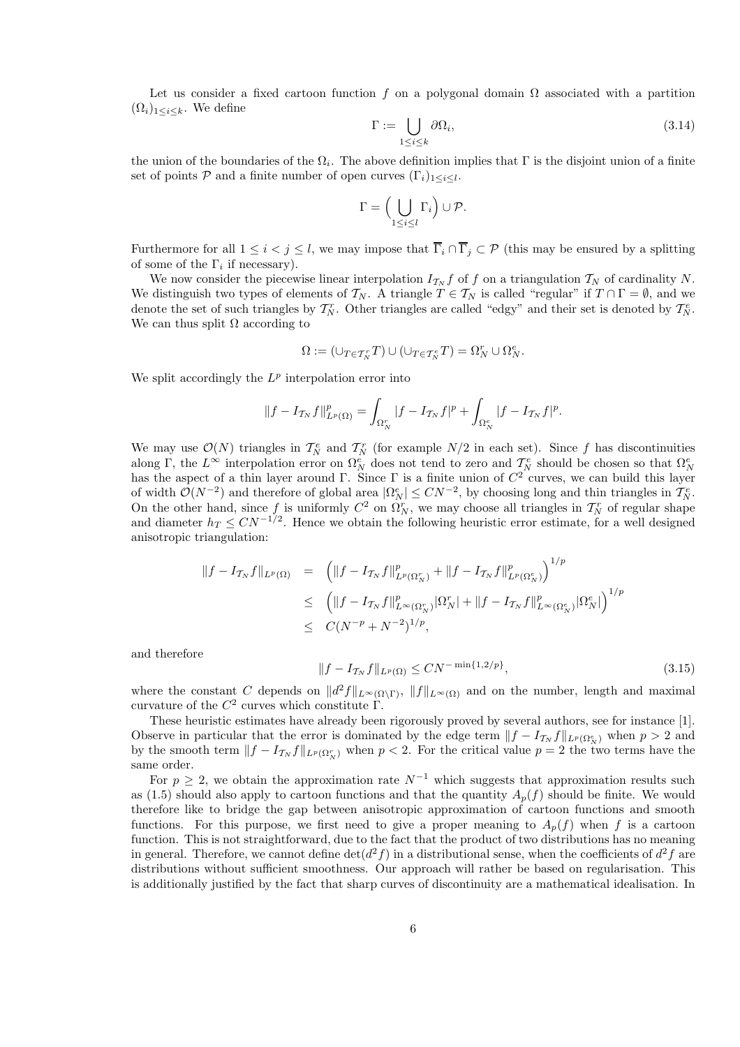Let us consider a fixed cartoon function $f$ on a polygonal domain $\Omega$ associated with a partition $(\Omega_i)_{1\leq i\leq k}$. We define

$$\Gamma := \bigcup_{1\leq i\leq k} \partial\Omega_i, \tag{3.14}$$

the union of the boundaries of the $\Omega_i$. The above definition implies that $\Gamma$ is the disjoint union of a finite set of points $\mathcal{P}$ and a finite number of open curves $(\Gamma_i)_{1\leq i\leq l}$.

$$\Gamma = \Big(\bigcup_{1\leq i\leq l} \Gamma_i\Big) \cup \mathcal{P}.$$

Furthermore for all $1 \leq i < j \leq l$, we may impose that $\overline{\Gamma}_i \cap \overline{\Gamma}_j \subset \mathcal{P}$ (this may be ensured by a splitting of some of the $\Gamma_i$ if necessary).

We now consider the piecewise linear interpolation $I_{\mathcal{T}_N} f$ of $f$ on a triangulation $\mathcal{T}_N$ of cardinality $N$. We distinguish two types of elements of $\mathcal{T}_N$. A triangle $T \in \mathcal{T}_N$ is called "regular" if $T \cap \Gamma = \emptyset$, and we denote the set of such triangles by $\mathcal{T}_N^r$. Other triangles are called "edgy" and their set is denoted by $\mathcal{T}_N^e$. We can thus split $\Omega$ according to

$$\Omega := (\cup_{T\in\mathcal{T}_N^r} T) \cup (\cup_{T\in\mathcal{T}_N^e} T) = \Omega_N^r \cup \Omega_N^e.$$

We split accordingly the $L^p$ interpolation error into

$$\|f - I_{\mathcal{T}_N} f\|_{L^p(\Omega)}^p = \int_{\Omega_N^r} |f - I_{\mathcal{T}_N} f|^p + \int_{\Omega_N^e} |f - I_{\mathcal{T}_N} f|^p.$$

We may use $\mathcal{O}(N)$ triangles in $\mathcal{T}_N^e$ and $\mathcal{T}_N^r$ (for example $N/2$ in each set). Since $f$ has discontinuities along $\Gamma$, the $L^\infty$ interpolation error on $\Omega_N^e$ does not tend to zero and $\mathcal{T}_N^e$ should be chosen so that $\Omega_N^e$ has the aspect of a thin layer around $\Gamma$. Since $\Gamma$ is a finite union of $C^2$ curves, we can build this layer of width $\mathcal{O}(N^{-2})$ and therefore of global area $|\Omega_N^e| \leq CN^{-2}$, by choosing long and thin triangles in $\mathcal{T}_N^e$. On the other hand, since $f$ is uniformly $C^2$ on $\Omega_N^r$, we may choose all triangles in $\mathcal{T}_N^r$ of regular shape and diameter $h_T \leq CN^{-1/2}$. Hence we obtain the following heuristic error estimate, for a well designed anisotropic triangulation:

$$\begin{aligned}
\|f - I_{\mathcal{T}_N} f\|_{L^p(\Omega)} &= \left(\|f - I_{\mathcal{T}_N} f\|_{L^p(\Omega_N^r)}^p + \|f - I_{\mathcal{T}_N} f\|_{L^p(\Omega_N^e)}^p\right)^{1/p} \\
&\leq \left(\|f - I_{\mathcal{T}_N} f\|_{L^\infty(\Omega_N^r)}^p |\Omega_N^r| + \|f - I_{\mathcal{T}_N} f\|_{L^\infty(\Omega_N^e)}^p |\Omega_N^e|\right)^{1/p} \\
&\leq C(N^{-p} + N^{-2})^{1/p},
\end{aligned}$$

and therefore

$$\|f - I_{\mathcal{T}_N} f\|_{L^p(\Omega)} \leq CN^{-\min\{1,2/p\}}, \tag{3.15}$$

where the constant $C$ depends on $\|d^2 f\|_{L^\infty(\Omega\setminus\Gamma)}$, $\|f\|_{L^\infty(\Omega)}$ and on the number, length and maximal curvature of the $C^2$ curves which constitute $\Gamma$.

These heuristic estimates have already been rigorously proved by several authors, see for instance [1]. Observe in particular that the error is dominated by the edge term $\|f - I_{\mathcal{T}_N} f\|_{L^p(\Omega_N^e)}$ when $p > 2$ and by the smooth term $\|f - I_{\mathcal{T}_N} f\|_{L^p(\Omega_N^r)}$ when $p < 2$. For the critical value $p = 2$ the two terms have the same order.

For $p \geq 2$, we obtain the approximation rate $N^{-1}$ which suggests that approximation results such as (1.5) should also apply to cartoon functions and that the quantity $A_p(f)$ should be finite. We would therefore like to bridge the gap between anisotropic approximation of cartoon functions and smooth functions. For this purpose, we first need to give a proper meaning to $A_p(f)$ when $f$ is a cartoon function. This is not straightforward, due to the fact that the product of two distributions has no meaning in general. Therefore, we cannot define $\det(d^2 f)$ in a distributional sense, when the coefficients of $d^2 f$ are distributions without sufficient smoothness. Our approach will rather be based on regularisation. This is additionally justified by the fact that sharp curves of discontinuity are a mathematical idealisation. In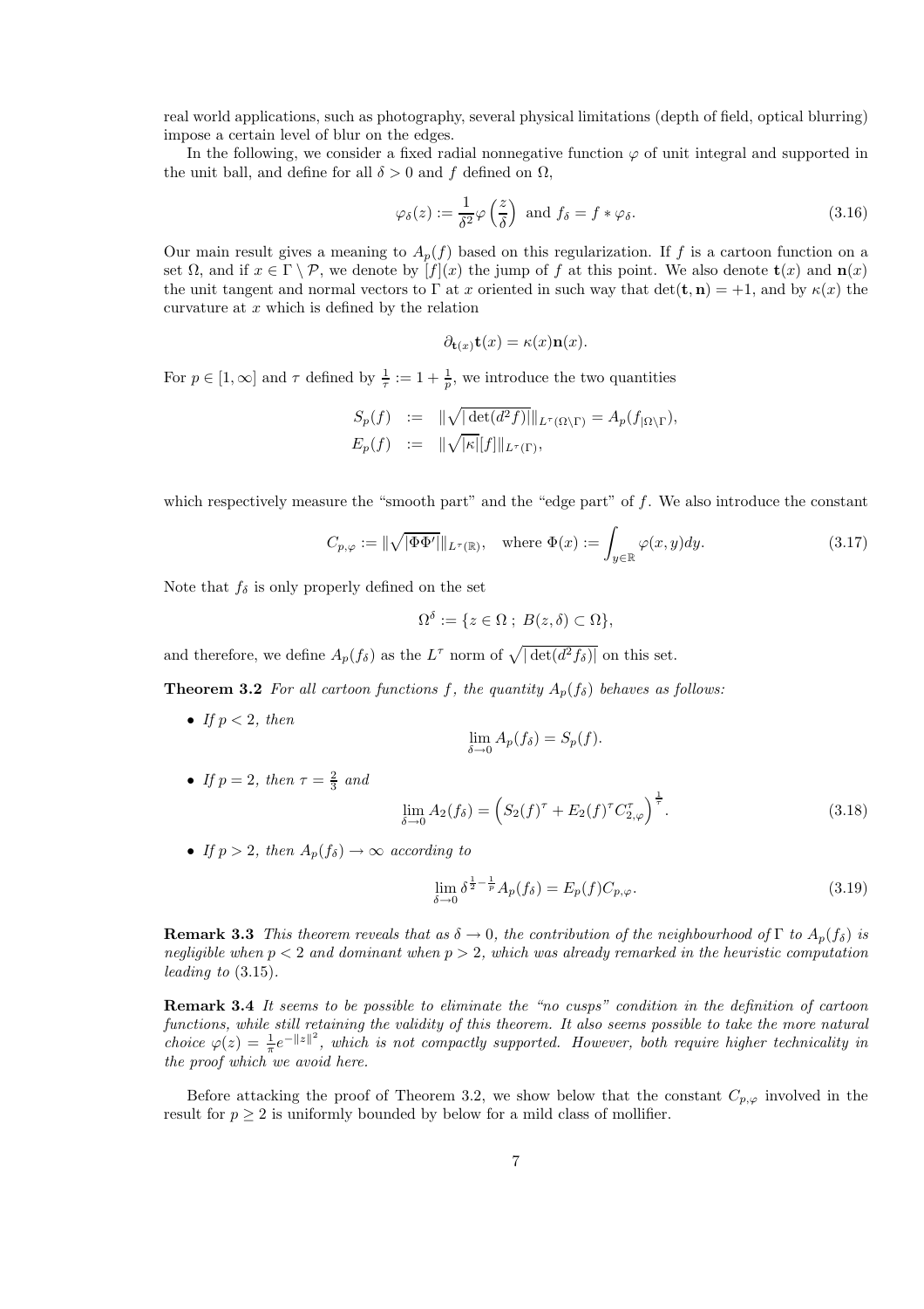real world applications, such as photography, several physical limitations (depth of field, optical blurring) impose a certain level of blur on the edges.

In the following, we consider a fixed radial nonnegative function $\varphi$ of unit integral and supported in the unit ball, and define for all $\delta > 0$ and $f$ defined on $\Omega$,

$$\varphi_\delta(z) := \frac{1}{\delta^2}\varphi\left(\frac{z}{\delta}\right) \text{ and } f_\delta = f * \varphi_\delta. \tag{3.16}$$

Our main result gives a meaning to $A_p(f)$ based on this regularization. If $f$ is a cartoon function on a set $\Omega$, and if $x \in \Gamma \setminus \mathcal{P}$, we denote by $[f](x)$ the jump of $f$ at this point. We also denote $\mathbf{t}(x)$ and $\mathbf{n}(x)$ the unit tangent and normal vectors to $\Gamma$ at $x$ oriented in such way that $\det(\mathbf{t}, \mathbf{n}) = +1$, and by $\kappa(x)$ the curvature at $x$ which is defined by the relation

$$\partial_{\mathbf{t}(x)}\mathbf{t}(x) = \kappa(x)\mathbf{n}(x).$$

For $p \in [1, \infty]$ and $\tau$ defined by $\frac{1}{\tau} := 1 + \frac{1}{p}$, we introduce the two quantities

$$\begin{aligned} S_p(f) &:= \|\sqrt{|\det(d^2 f)|}\|_{L^\tau(\Omega\setminus\Gamma)} = A_p(f_{|\Omega\setminus\Gamma}), \\ E_p(f) &:= \|\sqrt{|\kappa|}[f]\|_{L^\tau(\Gamma)}, \end{aligned}$$

which respectively measure the "smooth part" and the "edge part" of $f$. We also introduce the constant

$$C_{p,\varphi} := \|\sqrt{|\Phi\Phi'|}\|_{L^\tau(\mathbb{R})}, \quad \text{where } \Phi(x) := \int_{y\in\mathbb{R}} \varphi(x, y)dy. \tag{3.17}$$

Note that $f_\delta$ is only properly defined on the set

$$\Omega^\delta := \{z \in \Omega\ ;\ B(z, \delta) \subset \Omega\},$$

and therefore, we define $A_p(f_\delta)$ as the $L^\tau$ norm of $\sqrt{|\det(d^2 f_\delta)|}$ on this set.

**Theorem 3.2** *For all cartoon functions $f$, the quantity $A_p(f_\delta)$ behaves as follows:*

- *If $p < 2$, then*
$$\lim_{\delta\to 0} A_p(f_\delta) = S_p(f).$$
- *If $p = 2$, then $\tau = \frac{2}{3}$ and*
$$\lim_{\delta\to 0} A_2(f_\delta) = \left(S_2(f)^\tau + E_2(f)^\tau C_{2,\varphi}^\tau\right)^{\frac{1}{\tau}}. \tag{3.18}$$
- *If $p > 2$, then $A_p(f_\delta) \to \infty$ according to*
$$\lim_{\delta\to 0} \delta^{\frac{1}{2}-\frac{1}{p}} A_p(f_\delta) = E_p(f)C_{p,\varphi}. \tag{3.19}$$

**Remark 3.3** *This theorem reveals that as $\delta \to 0$, the contribution of the neighbourhood of $\Gamma$ to $A_p(f_\delta)$ is negligible when $p < 2$ and dominant when $p > 2$, which was already remarked in the heuristic computation leading to* (3.15).

**Remark 3.4** *It seems to be possible to eliminate the "no cusps" condition in the definition of cartoon functions, while still retaining the validity of this theorem. It also seems possible to take the more natural choice $\varphi(z) = \frac{1}{\pi}e^{-\|z\|^2}$, which is not compactly supported. However, both require higher technicality in the proof which we avoid here.*

Before attacking the proof of Theorem 3.2, we show below that the constant $C_{p,\varphi}$ involved in the result for $p \geq 2$ is uniformly bounded by below for a mild class of mollifier.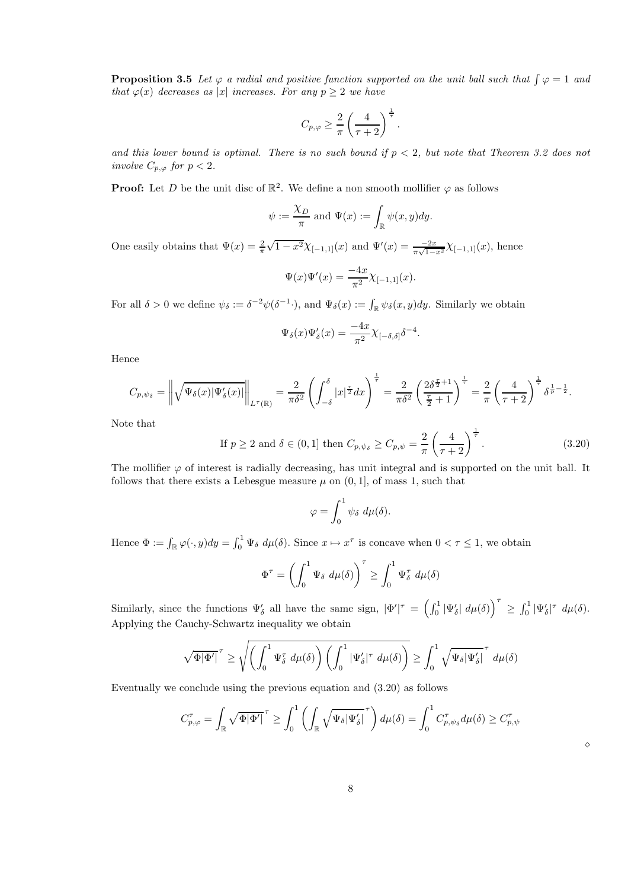**Proposition 3.5** *Let $\varphi$ a radial and positive function supported on the unit ball such that $\int \varphi = 1$ and that $\varphi(x)$ decreases as $|x|$ increases. For any $p \geq 2$ we have*

$$C_{p,\varphi} \geq \frac{2}{\pi}\left(\frac{4}{\tau+2}\right)^{\frac{1}{\tau}}.$$

*and this lower bound is optimal. There is no such bound if $p < 2$, but note that Theorem 3.2 does not involve $C_{p,\varphi}$ for $p < 2$.*

**Proof:** Let $D$ be the unit disc of $\mathbb{R}^2$. We define a non smooth mollifier $\varphi$ as follows

$$\psi := \frac{\chi_D}{\pi} \text{ and } \Psi(x) := \int_{\mathbb{R}} \psi(x,y)dy.$$

One easily obtains that $\Psi(x) = \frac{2}{\pi}\sqrt{1-x^2}\chi_{[-1,1]}(x)$ and $\Psi'(x) = \frac{-2x}{\pi\sqrt{1-x^2}}\chi_{[-1,1]}(x)$, hence

$$\Psi(x)\Psi'(x) = \frac{-4x}{\pi^2}\chi_{[-1,1]}(x).$$

For all $\delta > 0$ we define $\psi_\delta := \delta^{-2}\psi(\delta^{-1}\cdot)$, and $\Psi_\delta(x) := \int_{\mathbb{R}} \psi_\delta(x,y)dy$. Similarly we obtain

$$\Psi_\delta(x)\Psi_\delta'(x) = \frac{-4x}{\pi^2}\chi_{[-\delta,\delta]}\delta^{-4}.$$

Hence

$$C_{p,\psi_\delta} = \left\|\sqrt{\Psi_\delta(x)|\Psi_\delta'(x)|}\right\|_{L^\tau(\mathbb{R})} = \frac{2}{\pi\delta^2}\left(\int_{-\delta}^{\delta}|x|^{\frac{\tau}{2}}dx\right)^{\frac{1}{\tau}} = \frac{2}{\pi\delta^2}\left(\frac{2\delta^{\frac{\tau}{2}+1}}{\frac{\tau}{2}+1}\right)^{\frac{1}{\tau}} = \frac{2}{\pi}\left(\frac{4}{\tau+2}\right)^{\frac{1}{\tau}}\delta^{\frac{1}{p}-\frac{1}{2}}.$$

Note that

$$\text{If } p \geq 2 \text{ and } \delta \in (0,1] \text{ then } C_{p,\psi_\delta} \geq C_{p,\psi} = \frac{2}{\pi}\left(\frac{4}{\tau+2}\right)^{\frac{1}{\tau}}. \tag{3.20}$$

The mollifier $\varphi$ of interest is radially decreasing, has unit integral and is supported on the unit ball. It follows that there exists a Lebesgue measure $\mu$ on $(0,1]$, of mass 1, such that

$$\varphi = \int_0^1 \psi_\delta \; d\mu(\delta).$$

Hence $\Phi := \int_{\mathbb{R}} \varphi(\cdot,y)dy = \int_0^1 \Psi_\delta \; d\mu(\delta)$. Since $x \mapsto x^\tau$ is concave when $0 < \tau \leq 1$, we obtain

$$\Phi^\tau = \left(\int_0^1 \Psi_\delta \; d\mu(\delta)\right)^\tau \geq \int_0^1 \Psi_\delta^\tau \; d\mu(\delta)$$

Similarly, since the functions $\Psi_\delta'$ all have the same sign, $|\Phi'|^\tau = \left(\int_0^1 |\Psi_\delta'| \; d\mu(\delta)\right)^\tau \geq \int_0^1 |\Psi_\delta'|^\tau \; d\mu(\delta)$. Applying the Cauchy-Schwartz inequality we obtain

$$\sqrt{\Phi|\Phi'|}^\tau \geq \sqrt{\left(\int_0^1 \Psi_\delta^\tau \; d\mu(\delta)\right)\left(\int_0^1 |\Psi_\delta'|^\tau \; d\mu(\delta)\right)} \geq \int_0^1 \sqrt{\Psi_\delta|\Psi_\delta'|}^\tau \; d\mu(\delta)$$

Eventually we conclude using the previous equation and (3.20) as follows

$$C_{p,\varphi}^\tau = \int_{\mathbb{R}} \sqrt{\Phi|\Phi'|}^\tau \geq \int_0^1 \left(\int_{\mathbb{R}} \sqrt{\Psi_\delta|\Psi_\delta'|}^\tau\right)d\mu(\delta) = \int_0^1 C_{p,\psi_\delta}^\tau d\mu(\delta) \geq C_{p,\psi}^\tau$$

$\diamond$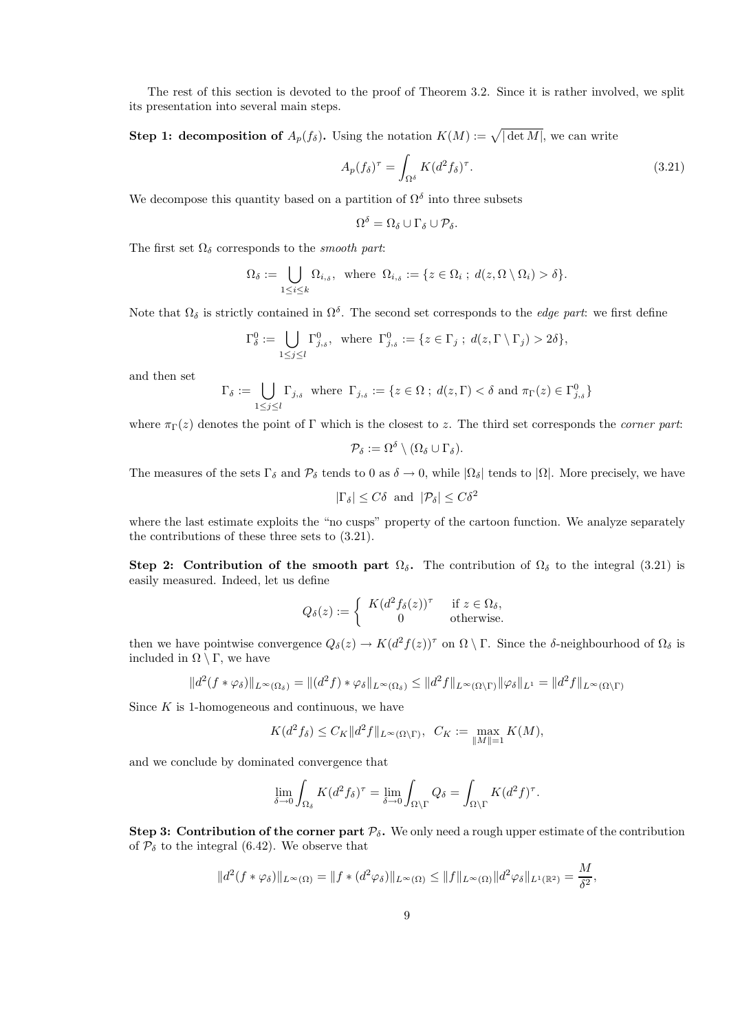The rest of this section is devoted to the proof of Theorem 3.2. Since it is rather involved, we split its presentation into several main steps.

**Step 1: decomposition of $A_p(f_\delta)$.** Using the notation $K(M) := \sqrt{|\det M|}$, we can write

$$A_p(f_\delta)^\tau = \int_{\Omega^\delta} K(d^2 f_\delta)^\tau. \tag{3.21}$$

We decompose this quantity based on a partition of $\Omega^\delta$ into three subsets

$$\Omega^\delta = \Omega_\delta \cup \Gamma_\delta \cup \mathcal{P}_\delta.$$

The first set $\Omega_\delta$ corresponds to the *smooth part*:

$$\Omega_\delta := \bigcup_{1 \le i \le k} \Omega_{i,\delta}, \ \text{ where } \ \Omega_{i,\delta} := \{z \in \Omega_i \ ; \ d(z, \Omega \setminus \Omega_i) > \delta\}.$$

Note that $\Omega_\delta$ is strictly contained in $\Omega^\delta$. The second set corresponds to the *edge part*: we first define

$$\Gamma^0_\delta := \bigcup_{1 \le j \le l} \Gamma^0_{j,\delta}, \ \text{ where } \ \Gamma^0_{j,\delta} := \{z \in \Gamma_j \ ; \ d(z, \Gamma \setminus \Gamma_j) > 2\delta\},$$

and then set

$$\Gamma_\delta := \bigcup_{1 \le j \le l} \Gamma_{j,\delta} \ \text{ where } \ \Gamma_{j,\delta} := \{z \in \Omega \ ; \ d(z, \Gamma) < \delta \text{ and } \pi_\Gamma(z) \in \Gamma^0_{j,\delta}\}$$

where $\pi_\Gamma(z)$ denotes the point of $\Gamma$ which is the closest to $z$. The third set corresponds the *corner part*:

$$\mathcal{P}_\delta := \Omega^\delta \setminus (\Omega_\delta \cup \Gamma_\delta).$$

The measures of the sets $\Gamma_\delta$ and $\mathcal{P}_\delta$ tends to 0 as $\delta \to 0$, while $|\Omega_\delta|$ tends to $|\Omega|$. More precisely, we have

$$|\Gamma_\delta| \le C\delta \ \text{ and } \ |\mathcal{P}_\delta| \le C\delta^2$$

where the last estimate exploits the "no cusps" property of the cartoon function. We analyze separately the contributions of these three sets to (3.21).

**Step 2: Contribution of the smooth part $\Omega_\delta$.** The contribution of $\Omega_\delta$ to the integral (3.21) is easily measured. Indeed, let us define

$$Q_\delta(z) := \begin{cases} K(d^2 f_\delta(z))^\tau & \text{if } z \in \Omega_\delta, \\ 0 & \text{otherwise.} \end{cases}$$

then we have pointwise convergence $Q_\delta(z) \to K(d^2 f(z))^\tau$ on $\Omega \setminus \Gamma$. Since the $\delta$-neighbourhood of $\Omega_\delta$ is included in $\Omega \setminus \Gamma$, we have

$$\|d^2(f * \varphi_\delta)\|_{L^\infty(\Omega_\delta)} = \|(d^2 f) * \varphi_\delta\|_{L^\infty(\Omega_\delta)} \le \|d^2 f\|_{L^\infty(\Omega\setminus\Gamma)} \|\varphi_\delta\|_{L^1} = \|d^2 f\|_{L^\infty(\Omega\setminus\Gamma)}$$

Since $K$ is 1-homogeneous and continuous, we have

$$K(d^2 f_\delta) \le C_K \|d^2 f\|_{L^\infty(\Omega\setminus\Gamma)}, \ \ C_K := \max_{\|M\|=1} K(M),$$

and we conclude by dominated convergence that

$$\lim_{\delta \to 0} \int_{\Omega_\delta} K(d^2 f_\delta)^\tau = \lim_{\delta \to 0} \int_{\Omega\setminus\Gamma} Q_\delta = \int_{\Omega\setminus\Gamma} K(d^2 f)^\tau.$$

**Step 3: Contribution of the corner part $\mathcal{P}_\delta$.** We only need a rough upper estimate of the contribution of $\mathcal{P}_\delta$ to the integral (6.42). We observe that

$$\|d^2(f * \varphi_\delta)\|_{L^\infty(\Omega)} = \|f * (d^2 \varphi_\delta)\|_{L^\infty(\Omega)} \le \|f\|_{L^\infty(\Omega)} \|d^2 \varphi_\delta\|_{L^1(\mathbb{R}^2)} = \frac{M}{\delta^2},$$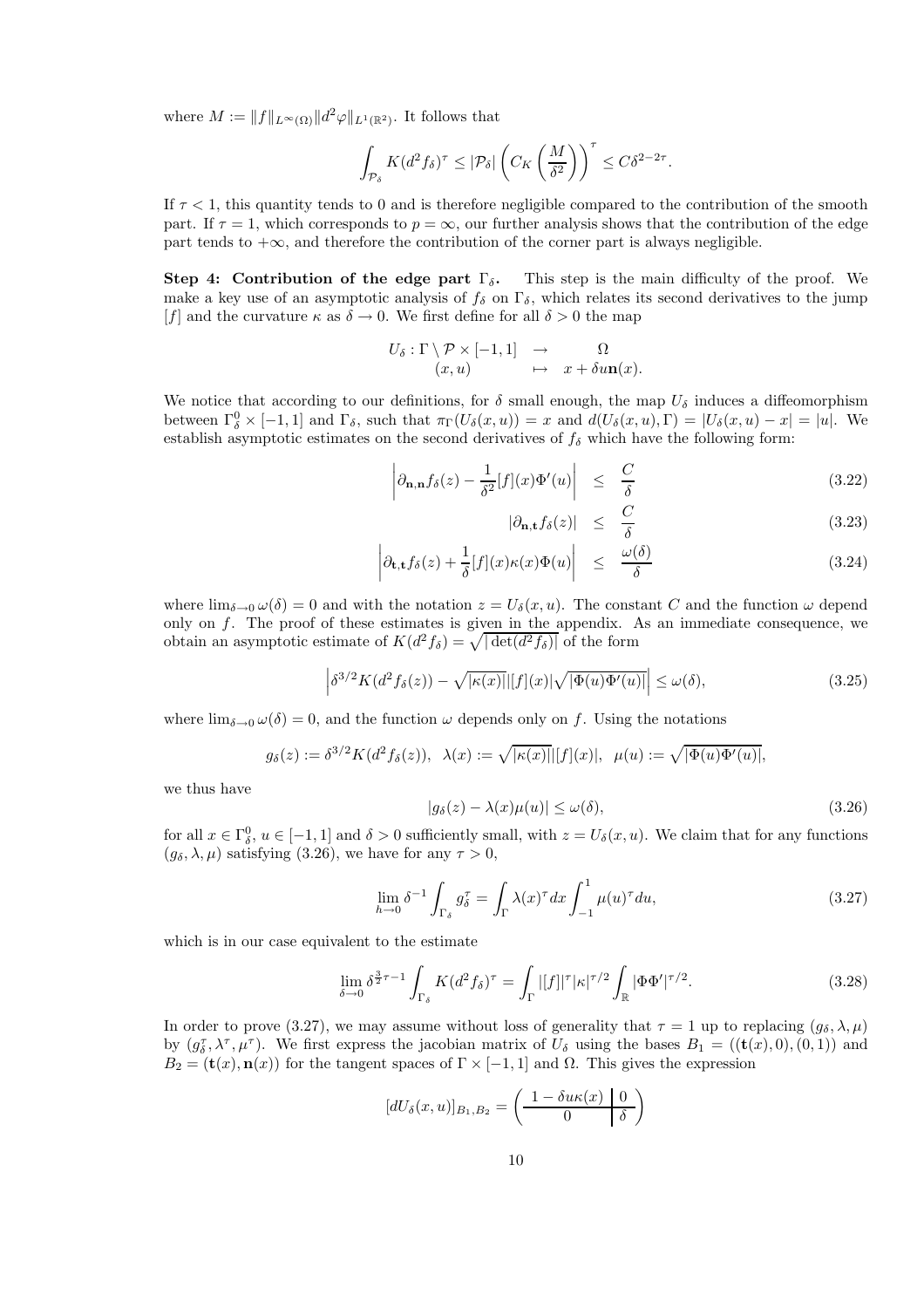where $M := \|f\|_{L^\infty(\Omega)} \|d^2\varphi\|_{L^1(\mathbb{R}^2)}$. It follows that

$$\int_{\mathcal{P}_\delta} K(d^2 f_\delta)^\tau \leq |\mathcal{P}_\delta| \left( C_K \left( \frac{M}{\delta^2} \right) \right)^\tau \leq C\delta^{2-2\tau}.$$

If $\tau < 1$, this quantity tends to 0 and is therefore negligible compared to the contribution of the smooth part. If $\tau = 1$, which corresponds to $p = \infty$, our further analysis shows that the contribution of the edge part tends to $+\infty$, and therefore the contribution of the corner part is always negligible.

**Step 4: Contribution of the edge part $\Gamma_\delta$.** This step is the main difficulty of the proof. We make a key use of an asymptotic analysis of $f_\delta$ on $\Gamma_\delta$, which relates its second derivatives to the jump $[f]$ and the curvature $\kappa$ as $\delta \to 0$. We first define for all $\delta > 0$ the map

$$\begin{array}{rccc} U_\delta : & \Gamma \setminus \mathcal{P} \times [-1,1] & \to & \Omega \\ & (x, u) & \mapsto & x + \delta u \mathbf{n}(x). \end{array}$$

We notice that according to our definitions, for $\delta$ small enough, the map $U_\delta$ induces a diffeomorphism between $\Gamma_\delta^0 \times [-1,1]$ and $\Gamma_\delta$, such that $\pi_\Gamma(U_\delta(x,u)) = x$ and $d(U_\delta(x,u), \Gamma) = |U_\delta(x,u) - x| = |u|$. We establish asymptotic estimates on the second derivatives of $f_\delta$ which have the following form:

$$\left| \partial_{\mathbf{n},\mathbf{n}} f_\delta(z) - \frac{1}{\delta^2}[f](x)\Phi'(u) \right| \leq \frac{C}{\delta} \tag{3.22}$$

$$|\partial_{\mathbf{n},\mathbf{t}} f_\delta(z)| \leq \frac{C}{\delta} \tag{3.23}$$

$$\left| \partial_{\mathbf{t},\mathbf{t}} f_\delta(z) + \frac{1}{\delta}[f](x)\kappa(x)\Phi(u) \right| \leq \frac{\omega(\delta)}{\delta} \tag{3.24}$$

where $\lim_{\delta \to 0} \omega(\delta) = 0$ and with the notation $z = U_\delta(x,u)$. The constant $C$ and the function $\omega$ depend only on $f$. The proof of these estimates is given in the appendix. As an immediate consequence, we obtain an asymptotic estimate of $K(d^2 f_\delta) = \sqrt{|\det(d^2 f_\delta)|}$ of the form

$$\left| \delta^{3/2} K(d^2 f_\delta(z)) - \sqrt{|\kappa(x)|} |[f](x)| \sqrt{|\Phi(u)\Phi'(u)|} \right| \leq \omega(\delta), \tag{3.25}$$

where $\lim_{\delta \to 0} \omega(\delta) = 0$, and the function $\omega$ depends only on $f$. Using the notations

$$g_\delta(z) := \delta^{3/2} K(d^2 f_\delta(z)), \ \ \lambda(x) := \sqrt{|\kappa(x)|} |[f](x)|, \ \ \mu(u) := \sqrt{|\Phi(u)\Phi'(u)|},$$

we thus have

$$|g_\delta(z) - \lambda(x)\mu(u)| \leq \omega(\delta), \tag{3.26}$$

for all $x \in \Gamma_\delta^0$, $u \in [-1,1]$ and $\delta > 0$ sufficiently small, with $z = U_\delta(x,u)$. We claim that for any functions $(g_\delta, \lambda, \mu)$ satisfying (3.26), we have for any $\tau > 0$,

$$\lim_{h \to 0} \delta^{-1} \int_{\Gamma_\delta} g_\delta^\tau = \int_\Gamma \lambda(x)^\tau dx \int_{-1}^1 \mu(u)^\tau du, \tag{3.27}$$

which is in our case equivalent to the estimate

$$\lim_{\delta \to 0} \delta^{\frac{3}{2}\tau - 1} \int_{\Gamma_\delta} K(d^2 f_\delta)^\tau = \int_\Gamma |[f]|^\tau |\kappa|^{\tau/2} \int_{\mathbb{R}} |\Phi\Phi'|^{\tau/2}. \tag{3.28}$$

In order to prove (3.27), we may assume without loss of generality that $\tau = 1$ up to replacing $(g_\delta, \lambda, \mu)$ by $(g_\delta^\tau, \lambda^\tau, \mu^\tau)$. We first express the jacobian matrix of $U_\delta$ using the bases $B_1 = ((\mathbf{t}(x), 0), (0, 1))$ and $B_2 = (\mathbf{t}(x), \mathbf{n}(x))$ for the tangent spaces of $\Gamma \times [-1,1]$ and $\Omega$. This gives the expression

$$[dU_\delta(x,u)]_{B_1,B_2} = \left( \begin{array}{c|c} 1 - \delta u \kappa(x) & 0 \\ \hline 0 & \delta \end{array} \right)$$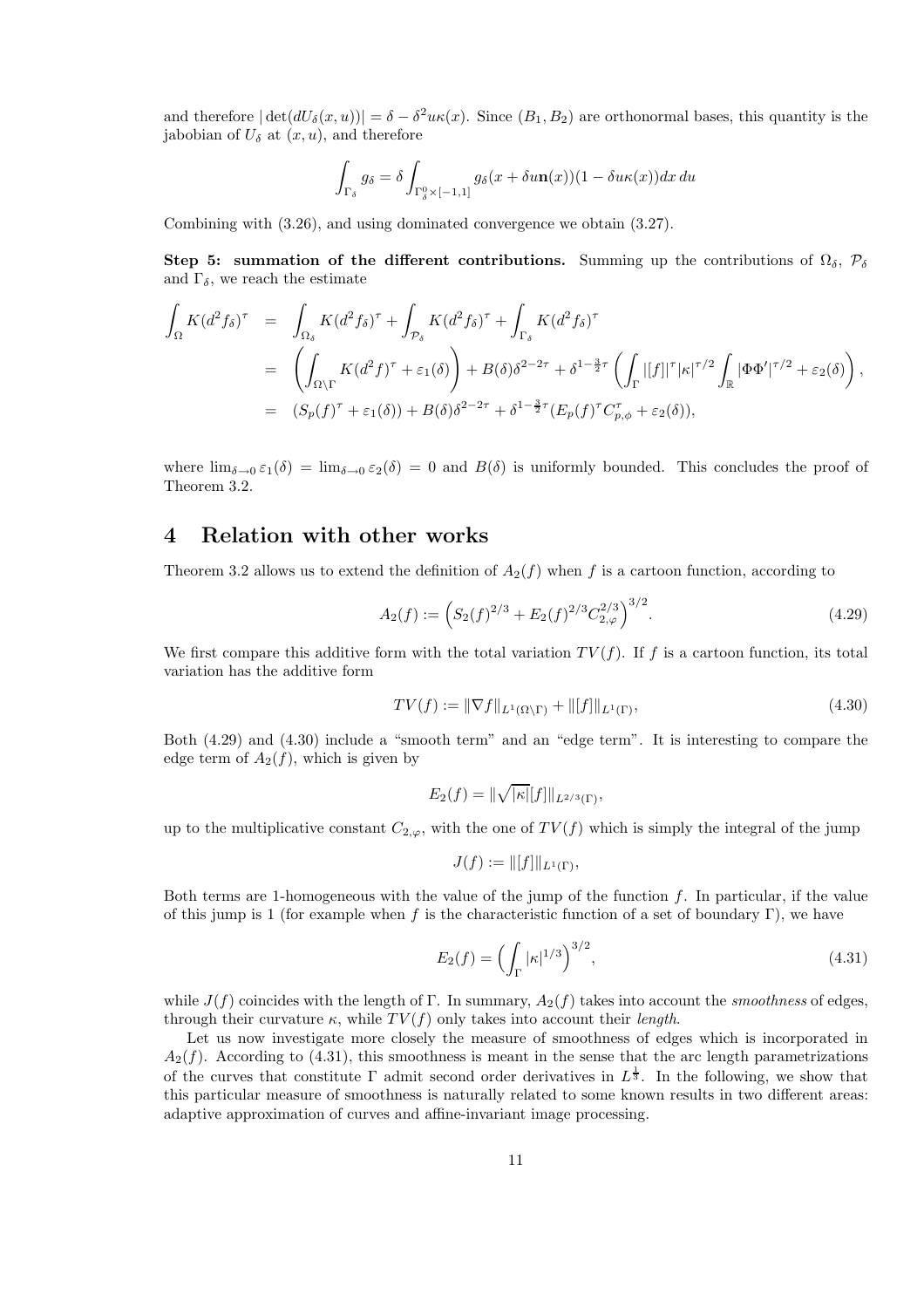and therefore $|\det(dU_\delta(x,u))| = \delta - \delta^2 u\kappa(x)$. Since $(B_1, B_2)$ are orthonormal bases, this quantity is the jabobian of $U_\delta$ at $(x,u)$, and therefore

$$\int_{\Gamma_\delta} g_\delta = \delta \int_{\Gamma_\delta^0 \times [-1,1]} g_\delta(x + \delta u \mathbf{n}(x))(1 - \delta u \kappa(x)) dx\, du$$

Combining with (3.26), and using dominated convergence we obtain (3.27).

**Step 5: summation of the different contributions.** Summing up the contributions of $\Omega_\delta$, $\mathcal{P}_\delta$ and $\Gamma_\delta$, we reach the estimate

$$\begin{aligned}
\int_\Omega K(d^2 f_\delta)^\tau &= \int_{\Omega_\delta} K(d^2 f_\delta)^\tau + \int_{\mathcal{P}_\delta} K(d^2 f_\delta)^\tau + \int_{\Gamma_\delta} K(d^2 f_\delta)^\tau \\
&= \left( \int_{\Omega \setminus \Gamma} K(d^2 f)^\tau + \varepsilon_1(\delta) \right) + B(\delta)\delta^{2-2\tau} + \delta^{1-\frac{3}{2}\tau} \left( \int_\Gamma |[f]|^\tau |\kappa|^{\tau/2} \int_{\mathbb{R}} |\Phi \Phi'|^{\tau/2} + \varepsilon_2(\delta) \right), \\
&= (S_p(f)^\tau + \varepsilon_1(\delta)) + B(\delta)\delta^{2-2\tau} + \delta^{1-\frac{3}{2}\tau}(E_p(f)^\tau C_{p,\phi}^\tau + \varepsilon_2(\delta)),
\end{aligned}$$

where $\lim_{\delta\to 0} \varepsilon_1(\delta) = \lim_{\delta \to 0} \varepsilon_2(\delta) = 0$ and $B(\delta)$ is uniformly bounded. This concludes the proof of Theorem 3.2.

# 4 Relation with other works

Theorem 3.2 allows us to extend the definition of $A_2(f)$ when $f$ is a cartoon function, according to

$$A_2(f) := \left( S_2(f)^{2/3} + E_2(f)^{2/3} C_{2,\varphi}^{2/3} \right)^{3/2}. \tag{4.29}$$

We first compare this additive form with the total variation $TV(f)$. If $f$ is a cartoon function, its total variation has the additive form

$$TV(f) := \|\nabla f\|_{L^1(\Omega\setminus\Gamma)} + \|[f]\|_{L^1(\Gamma)}, \tag{4.30}$$

Both (4.29) and (4.30) include a "smooth term" and an "edge term". It is interesting to compare the edge term of $A_2(f)$, which is given by

$$E_2(f) = \|\sqrt{|\kappa|}[f]\|_{L^{2/3}(\Gamma)},$$

up to the multiplicative constant $C_{2,\varphi}$, with the one of $TV(f)$ which is simply the integral of the jump

$$J(f) := \|[f]\|_{L^1(\Gamma)},$$

Both terms are 1-homogeneous with the value of the jump of the function $f$. In particular, if the value of this jump is 1 (for example when $f$ is the characteristic function of a set of boundary $\Gamma$), we have

$$E_2(f) = \left( \int_\Gamma |\kappa|^{1/3} \right)^{3/2}, \tag{4.31}$$

while $J(f)$ coincides with the length of $\Gamma$. In summary, $A_2(f)$ takes into account the *smoothness* of edges, through their curvature $\kappa$, while $TV(f)$ only takes into account their *length*.

Let us now investigate more closely the measure of smoothness of edges which is incorporated in $A_2(f)$. According to (4.31), this smoothness is meant in the sense that the arc length parametrizations of the curves that constitute $\Gamma$ admit second order derivatives in $L^{\frac{1}{3}}$. In the following, we show that this particular measure of smoothness is naturally related to some known results in two different areas: adaptive approximation of curves and affine-invariant image processing.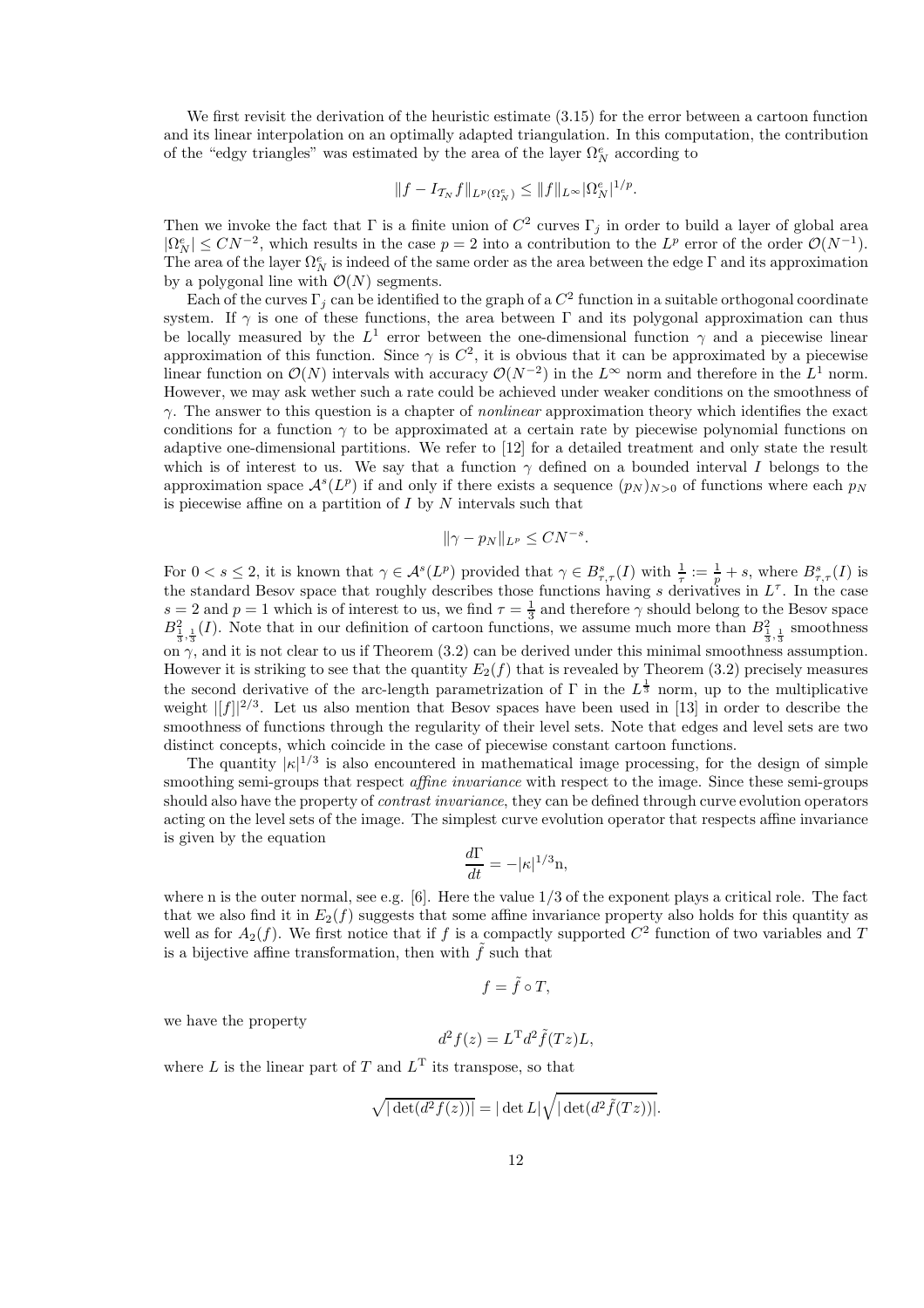We first revisit the derivation of the heuristic estimate (3.15) for the error between a cartoon function and its linear interpolation on an optimally adapted triangulation. In this computation, the contribution of the "edgy triangles" was estimated by the area of the layer $\Omega_N^e$ according to

$$\|f - I_{\mathcal{T}_N} f\|_{L^p(\Omega_N^e)} \leq \|f\|_{L^\infty} |\Omega_N^e|^{1/p}.$$

Then we invoke the fact that $\Gamma$ is a finite union of $C^2$ curves $\Gamma_j$ in order to build a layer of global area $|\Omega_N^e| \leq CN^{-2}$, which results in the case $p = 2$ into a contribution to the $L^p$ error of the order $\mathcal{O}(N^{-1})$. The area of the layer $\Omega_N^e$ is indeed of the same order as the area between the edge $\Gamma$ and its approximation by a polygonal line with $\mathcal{O}(N)$ segments.

Each of the curves $\Gamma_j$ can be identified to the graph of a $C^2$ function in a suitable orthogonal coordinate system. If $\gamma$ is one of these functions, the area between $\Gamma$ and its polygonal approximation can thus be locally measured by the $L^1$ error between the one-dimensional function $\gamma$ and a piecewise linear approximation of this function. Since $\gamma$ is $C^2$, it is obvious that it can be approximated by a piecewise linear function on $\mathcal{O}(N)$ intervals with accuracy $\mathcal{O}(N^{-2})$ in the $L^\infty$ norm and therefore in the $L^1$ norm. However, we may ask wether such a rate could be achieved under weaker conditions on the smoothness of $\gamma$. The answer to this question is a chapter of *nonlinear* approximation theory which identifies the exact conditions for a function $\gamma$ to be approximated at a certain rate by piecewise polynomial functions on adaptive one-dimensional partitions. We refer to [12] for a detailed treatment and only state the result which is of interest to us. We say that a function $\gamma$ defined on a bounded interval $I$ belongs to the approximation space $\mathcal{A}^s(L^p)$ if and only if there exists a sequence $(p_N)_{N>0}$ of functions where each $p_N$ is piecewise affine on a partition of $I$ by $N$ intervals such that

$$\|\gamma - p_N\|_{L^p} \leq CN^{-s}.$$

For $0 < s \leq 2$, it is known that $\gamma \in \mathcal{A}^s(L^p)$ provided that $\gamma \in B^s_{\tau,\tau}(I)$ with $\frac{1}{\tau} := \frac{1}{p} + s$, where $B^s_{\tau,\tau}(I)$ is the standard Besov space that roughly describes those functions having $s$ derivatives in $L^\tau$. In the case $s = 2$ and $p = 1$ which is of interest to us, we find $\tau = \frac{1}{3}$ and therefore $\gamma$ should belong to the Besov space $B^2_{\frac{1}{3},\frac{1}{3}}(I)$. Note that in our definition of cartoon functions, we assume much more than $B^2_{\frac{1}{3},\frac{1}{3}}$ smoothness on $\gamma$, and it is not clear to us if Theorem (3.2) can be derived under this minimal smoothness assumption. However it is striking to see that the quantity $E_2(f)$ that is revealed by Theorem (3.2) precisely measures the second derivative of the arc-length parametrization of $\Gamma$ in the $L^{\frac{1}{3}}$ norm, up to the multiplicative weight $|[f]|^{2/3}$. Let us also mention that Besov spaces have been used in [13] in order to describe the smoothness of functions through the regularity of their level sets. Note that edges and level sets are two distinct concepts, which coincide in the case of piecewise constant cartoon functions.

The quantity $|\kappa|^{1/3}$ is also encountered in mathematical image processing, for the design of simple smoothing semi-groups that respect *affine invariance* with respect to the image. Since these semi-groups should also have the property of *contrast invariance*, they can be defined through curve evolution operators acting on the level sets of the image. The simplest curve evolution operator that respects affine invariance is given by the equation

$$\frac{d\Gamma}{dt} = -|\kappa|^{1/3}\mathrm{n},$$

where n is the outer normal, see e.g. [6]. Here the value $1/3$ of the exponent plays a critical role. The fact that we also find it in $E_2(f)$ suggests that some affine invariance property also holds for this quantity as well as for $A_2(f)$. We first notice that if $f$ is a compactly supported $C^2$ function of two variables and $T$ is a bijective affine transformation, then with $\tilde{f}$ such that

$$f = \tilde{f} \circ T,$$

we have the property

$$d^2 f(z) = L^{\mathrm{T}} d^2 \tilde{f}(Tz) L,$$

where $L$ is the linear part of $T$ and $L^{\mathrm{T}}$ its transpose, so that

$$\sqrt{|\det(d^2 f(z))|} = |\det L| \sqrt{|\det(d^2 \tilde{f}(Tz))|}.$$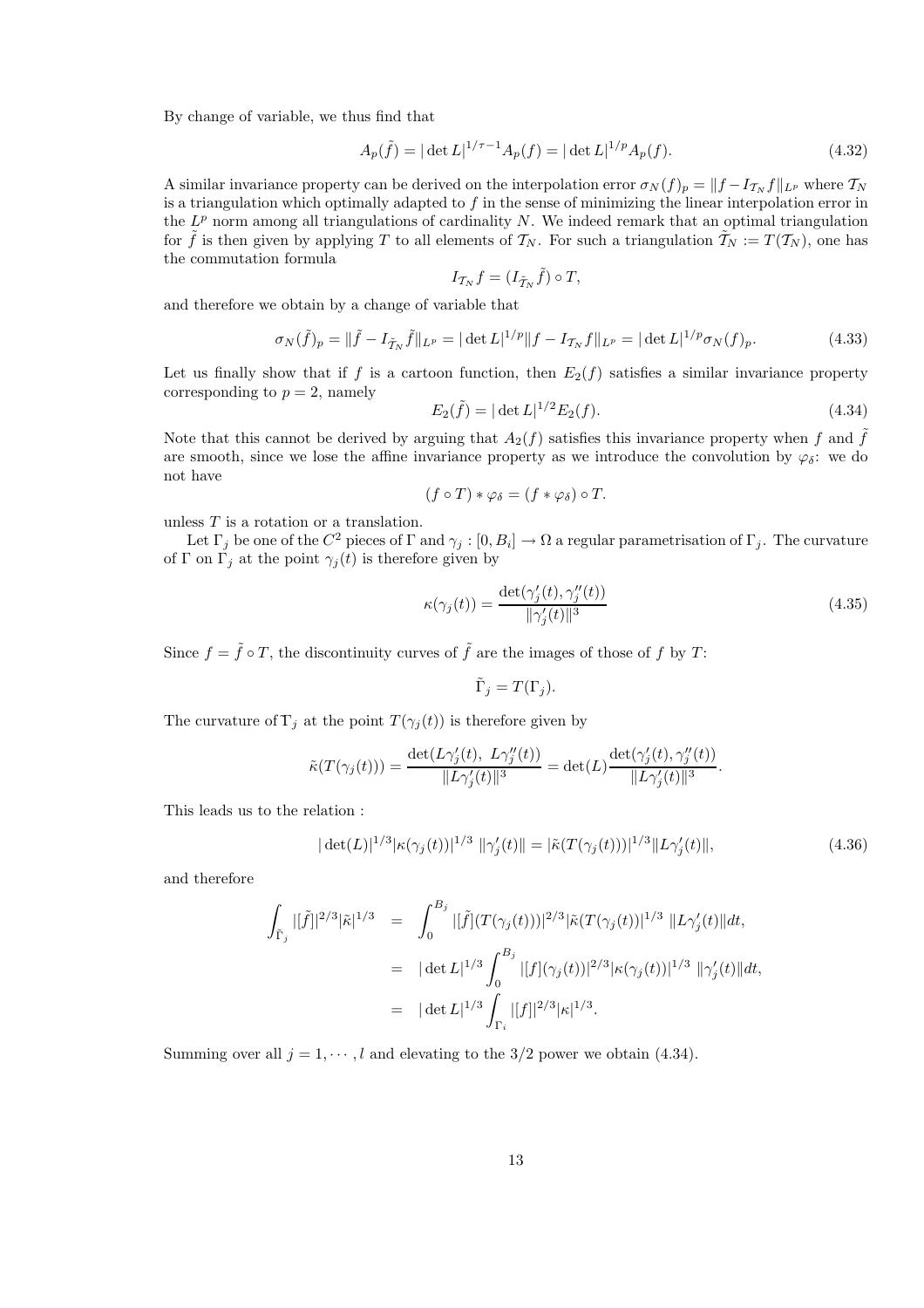By change of variable, we thus find that

$$A_p(\tilde{f}) = |\det L|^{1/\tau - 1} A_p(f) = |\det L|^{1/p} A_p(f). \tag{4.32}$$

A similar invariance property can be derived on the interpolation error $\sigma_N(f)_p = \|f - I_{\mathcal{T}_N} f\|_{L^p}$ where $\mathcal{T}_N$ is a triangulation which optimally adapted to $f$ in the sense of minimizing the linear interpolation error in the $L^p$ norm among all triangulations of cardinality $N$. We indeed remark that an optimal triangulation for $\tilde{f}$ is then given by applying $T$ to all elements of $\mathcal{T}_N$. For such a triangulation $\tilde{\mathcal{T}}_N := T(\mathcal{T}_N)$, one has the commutation formula

$$I_{\mathcal{T}_N} f = (I_{\tilde{\mathcal{T}}_N} \tilde{f}) \circ T,$$

and therefore we obtain by a change of variable that

$$\sigma_N(\tilde{f})_p = \|\tilde{f} - I_{\tilde{\mathcal{T}}_N} \tilde{f}\|_{L^p} = |\det L|^{1/p} \|f - I_{\mathcal{T}_N} f\|_{L^p} = |\det L|^{1/p} \sigma_N(f)_p. \tag{4.33}$$

Let us finally show that if $f$ is a cartoon function, then $E_2(f)$ satisfies a similar invariance property corresponding to $p = 2$, namely

$$E_2(\tilde{f}) = |\det L|^{1/2} E_2(f). \tag{4.34}$$

Note that this cannot be derived by arguing that $A_2(f)$ satisfies this invariance property when $f$ and $\tilde{f}$ are smooth, since we lose the affine invariance property as we introduce the convolution by $\varphi_\delta$: we do not have

$$(f \circ T) * \varphi_\delta = (f * \varphi_\delta) \circ T.$$

unless $T$ is a rotation or a translation.

Let $\Gamma_j$ be one of the $C^2$ pieces of $\Gamma$ and $\gamma_j : [0, B_i] \to \Omega$ a regular parametrisation of $\Gamma_j$. The curvature of $\Gamma$ on $\Gamma_j$ at the point $\gamma_j(t)$ is therefore given by

$$\kappa(\gamma_j(t)) = \frac{\det(\gamma_j'(t), \gamma_j''(t))}{\|\gamma_j'(t)\|^3} \tag{4.35}$$

Since $f = \tilde{f} \circ T$, the discontinuity curves of $\tilde{f}$ are the images of those of $f$ by $T$:

$$\tilde{\Gamma}_j = T(\Gamma_j).$$

The curvature of $\Gamma_j$ at the point $T(\gamma_j(t))$ is therefore given by

$$\tilde{\kappa}(T(\gamma_j(t))) = \frac{\det(L\gamma_j'(t),\ L\gamma_j''(t))}{\|L\gamma_j'(t)\|^3} = \det(L) \frac{\det(\gamma_j'(t), \gamma_j''(t))}{\|L\gamma_j'(t)\|^3}.$$

This leads us to the relation :

$$|\det(L)|^{1/3} |\kappa(\gamma_j(t))|^{1/3} \ \|\gamma_j'(t)\| = |\tilde{\kappa}(T(\gamma_j(t)))|^{1/3} \|L\gamma_j'(t)\|, \tag{4.36}$$

and therefore

$$\begin{aligned}
\int_{\tilde{\Gamma}_j} |[\tilde{f}]|^{2/3} |\tilde{\kappa}|^{1/3} &= \int_0^{B_j} |[\tilde{f}](T(\gamma_j(t)))|^{2/3} |\tilde{\kappa}(T(\gamma_j(t))|^{1/3} \ \|L\gamma_j'(t)\| dt, \\
&= |\det L|^{1/3} \int_0^{B_j} |[f](\gamma_j(t))|^{2/3} |\kappa(\gamma_j(t))|^{1/3} \ \|\gamma_j'(t)\| dt, \\
&= |\det L|^{1/3} \int_{\Gamma_i} |[f]|^{2/3} |\kappa|^{1/3}.
\end{aligned}$$

Summing over all $j = 1, \cdots, l$ and elevating to the $3/2$ power we obtain (4.34).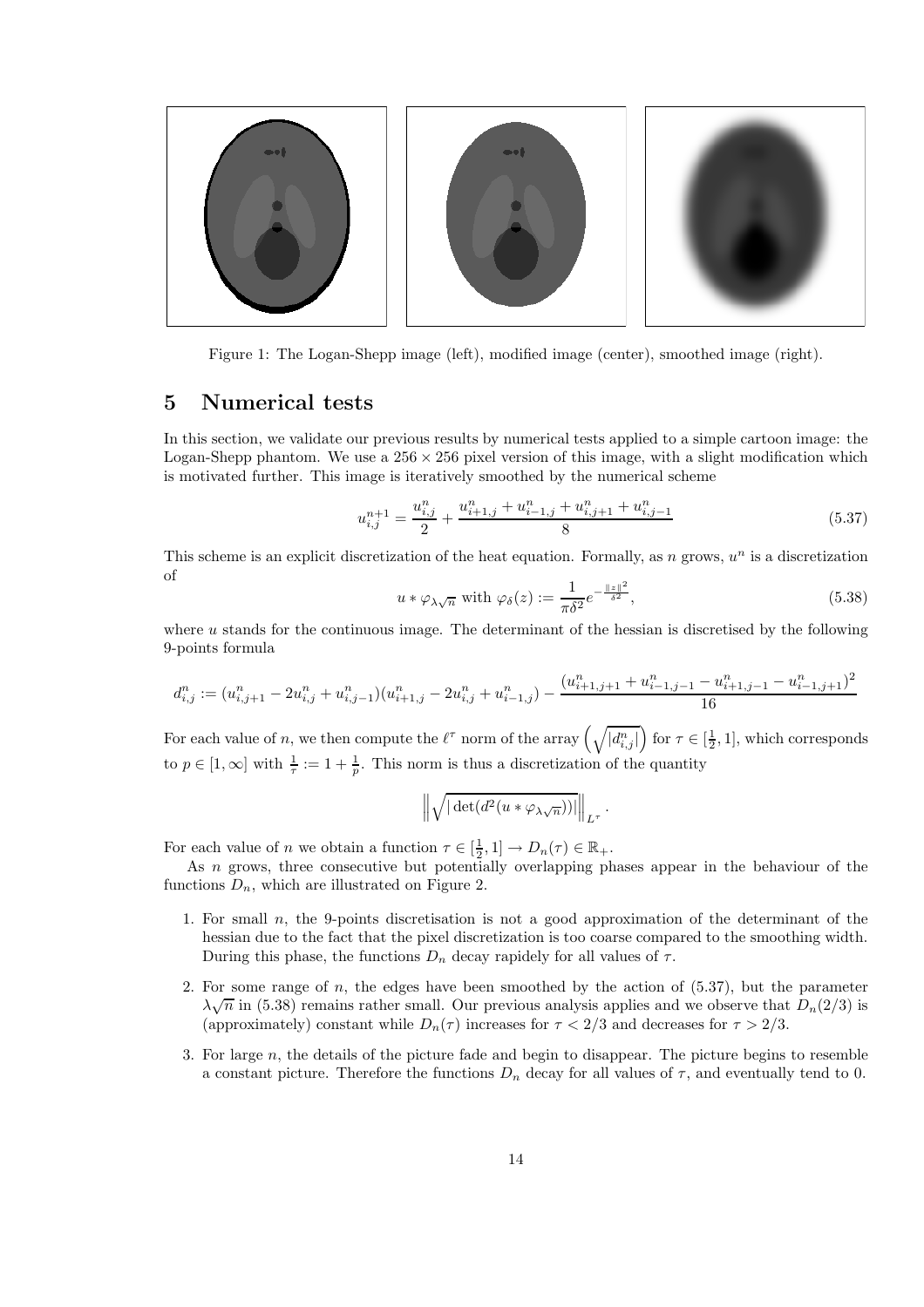Figure 1: The Logan-Shepp image (left), modified image (center), smoothed image (right).

## 5 Numerical tests

In this section, we validate our previous results by numerical tests applied to a simple cartoon image: the Logan-Shepp phantom. We use a $256 \times 256$ pixel version of this image, with a slight modification which is motivated further. This image is iteratively smoothed by the numerical scheme

$$u_{i,j}^{n+1} = \frac{u_{i,j}^n}{2} + \frac{u_{i+1,j}^n + u_{i-1,j}^n + u_{i,j+1}^n + u_{i,j-1}^n}{8} \tag{5.37}$$

This scheme is an explicit discretization of the heat equation. Formally, as $n$ grows, $u^n$ is a discretization of

$$u * \varphi_{\lambda\sqrt{n}} \text{ with } \varphi_\delta(z) := \frac{1}{\pi\delta^2} e^{-\frac{\|z\|^2}{\delta^2}}, \tag{5.38}$$

where $u$ stands for the continuous image. The determinant of the hessian is discretised by the following 9-points formula

$$d_{i,j}^n := (u_{i,j+1}^n - 2u_{i,j}^n + u_{i,j-1}^n)(u_{i+1,j}^n - 2u_{i,j}^n + u_{i-1,j}^n) - \frac{(u_{i+1,j+1}^n + u_{i-1,j-1}^n - u_{i+1,j-1}^n - u_{i-1,j+1}^n)^2}{16}$$

For each value of $n$, we then compute the $\ell^\tau$ norm of the array $\left(\sqrt{|d_{i,j}^n|}\right)$ for $\tau \in [\frac{1}{2}, 1]$, which corresponds to $p \in [1, \infty]$ with $\frac{1}{\tau} := 1 + \frac{1}{p}$. This norm is thus a discretization of the quantity

$$\left\| \sqrt{|\det(d^2(u * \varphi_{\lambda\sqrt{n}}))|} \right\|_{L^\tau}.$$

For each value of $n$ we obtain a function $\tau \in [\frac{1}{2}, 1] \to D_n(\tau) \in \mathbb{R}_+$.

As $n$ grows, three consecutive but potentially overlapping phases appear in the behaviour of the functions $D_n$, which are illustrated on Figure 2.

1. For small $n$, the 9-points discretisation is not a good approximation of the determinant of the hessian due to the fact that the pixel discretization is too coarse compared to the smoothing width. During this phase, the functions $D_n$ decay rapidely for all values of $\tau$.
2. For some range of $n$, the edges have been smoothed by the action of (5.37), but the parameter $\lambda\sqrt{n}$ in (5.38) remains rather small. Our previous analysis applies and we observe that $D_n(2/3)$ is (approximately) constant while $D_n(\tau)$ increases for $\tau < 2/3$ and decreases for $\tau > 2/3$.
3. For large $n$, the details of the picture fade and begin to disappear. The picture begins to resemble a constant picture. Therefore the functions $D_n$ decay for all values of $\tau$, and eventually tend to 0.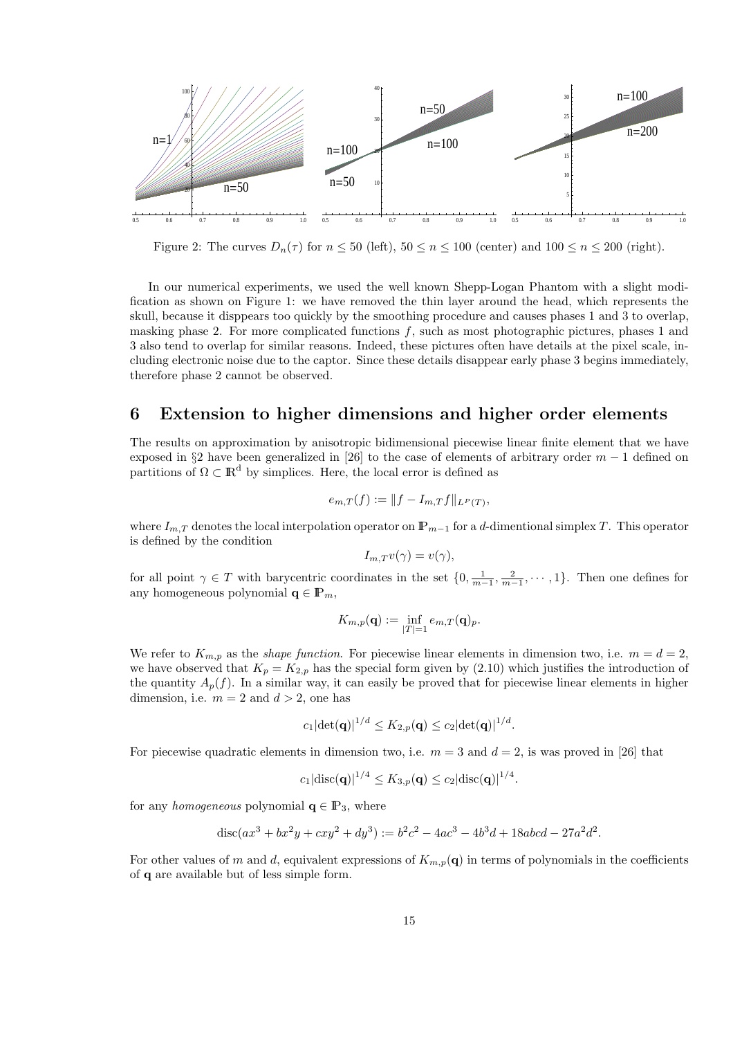Figure 2: The curves $D_n(\tau)$ for $n \leq 50$ (left), $50 \leq n \leq 100$ (center) and $100 \leq n \leq 200$ (right).

In our numerical experiments, we used the well known Shepp-Logan Phantom with a slight modification as shown on Figure 1: we have removed the thin layer around the head, which represents the skull, because it disppears too quickly by the smoothing procedure and causes phases 1 and 3 to overlap, masking phase 2. For more complicated functions $f$, such as most photographic pictures, phases 1 and 3 also tend to overlap for similar reasons. Indeed, these pictures often have details at the pixel scale, including electronic noise due to the captor. Since these details disappear early phase 3 begins immediately, therefore phase 2 cannot be observed.

## 6 Extension to higher dimensions and higher order elements

The results on approximation by anisotropic bidimensional piecewise linear finite element that we have exposed in §2 have been generalized in [26] to the case of elements of arbitrary order $m-1$ defined on partitions of $\Omega \subset \mathbb{R}^d$ by simplices. Here, the local error is defined as

$$e_{m,T}(f) := \|f - I_{m,T} f\|_{L^p(T)},$$

where $I_{m,T}$ denotes the local interpolation operator on $\mathbb{P}_{m-1}$ for a $d$-dimentional simplex $T$. This operator is defined by the condition

$$I_{m,T} v(\gamma) = v(\gamma),$$

for all point $\gamma \in T$ with barycentric coordinates in the set $\{0, \frac{1}{m-1}, \frac{2}{m-1}, \cdots, 1\}$. Then one defines for any homogeneous polynomial $\mathbf{q} \in \mathbb{P}_m$,

$$K_{m,p}(\mathbf{q}) := \inf_{|T|=1} e_{m,T}(\mathbf{q})_p.$$

We refer to $K_{m,p}$ as the *shape function*. For piecewise linear elements in dimension two, i.e. $m = d = 2$, we have observed that $K_p = K_{2,p}$ has the special form given by (2.10) which justifies the introduction of the quantity $A_p(f)$. In a similar way, it can easily be proved that for piecewise linear elements in higher dimension, i.e. $m = 2$ and $d > 2$, one has

$$c_1 |\det(\mathbf{q})|^{1/d} \leq K_{2,p}(\mathbf{q}) \leq c_2 |\det(\mathbf{q})|^{1/d}.$$

For piecewise quadratic elements in dimension two, i.e. $m = 3$ and $d = 2$, is was proved in [26] that

$$c_1 |\mathrm{disc}(\mathbf{q})|^{1/4} \leq K_{3,p}(\mathbf{q}) \leq c_2 |\mathrm{disc}(\mathbf{q})|^{1/4}.$$

for any *homogeneous* polynomial $\mathbf{q} \in \mathbb{P}_3$, where

$$\mathrm{disc}(ax^3 + bx^2y + cxy^2 + dy^3) := b^2c^2 - 4ac^3 - 4b^3d + 18abcd - 27a^2d^2.$$

For other values of $m$ and $d$, equivalent expressions of $K_{m,p}(\mathbf{q})$ in terms of polynomials in the coefficients of $\mathbf{q}$ are available but of less simple form.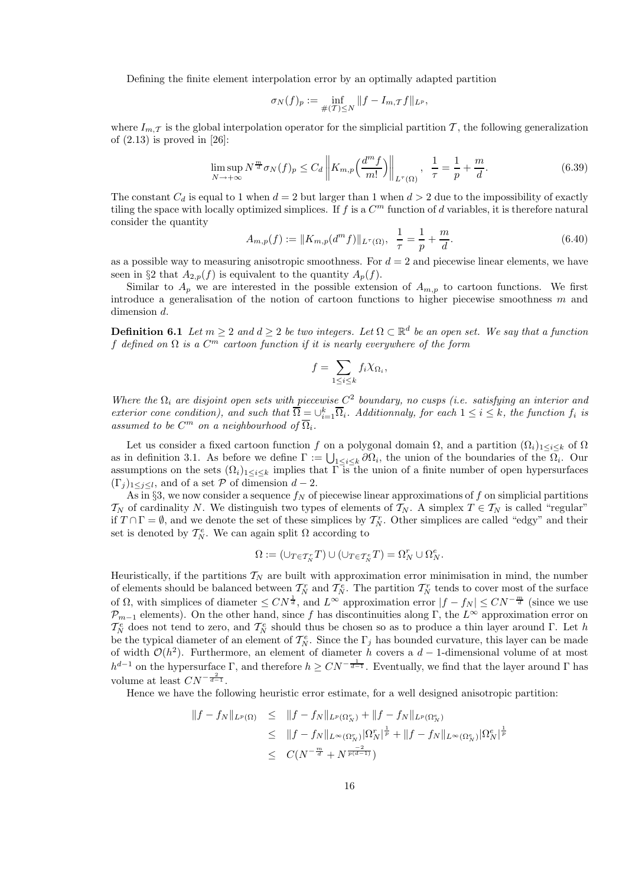Defining the finite element interpolation error by an optimally adapted partition

$$\sigma_N(f)_p := \inf_{\#(\mathcal{T})\leq N} \|f - I_{m,\mathcal{T}} f\|_{L^p},$$

where $I_{m,\mathcal{T}}$ is the global interpolation operator for the simplicial partition $\mathcal{T}$, the following generalization of (2.13) is proved in [26]:

$$\limsup_{N\to+\infty} N^{\frac{m}{d}} \sigma_N(f)_p \leq C_d \left\| K_{m,p}\Big(\frac{d^m f}{m!}\Big)\right\|_{L^\tau(\Omega)}, \quad \frac{1}{\tau} = \frac{1}{p} + \frac{m}{d}. \tag{6.39}$$

The constant $C_d$ is equal to 1 when $d = 2$ but larger than 1 when $d > 2$ due to the impossibility of exactly tiling the space with locally optimized simplices. If $f$ is a $C^m$ function of $d$ variables, it is therefore natural consider the quantity

$$A_{m,p}(f) := \|K_{m,p}(d^m f)\|_{L^\tau(\Omega)}, \quad \frac{1}{\tau} = \frac{1}{p} + \frac{m}{d}. \tag{6.40}$$

as a possible way to measuring anisotropic smoothness. For $d = 2$ and piecewise linear elements, we have seen in §2 that $A_{2,p}(f)$ is equivalent to the quantity $A_p(f)$.

Similar to $A_p$ we are interested in the possible extension of $A_{m,p}$ to cartoon functions. We first introduce a generalisation of the notion of cartoon functions to higher piecewise smoothness $m$ and dimension $d$.

**Definition 6.1** *Let $m \geq 2$ and $d \geq 2$ be two integers. Let $\Omega \subset \mathbb{R}^d$ be an open set. We say that a function $f$ defined on $\Omega$ is a $C^m$ cartoon function if it is nearly everywhere of the form*

$$f = \sum_{1\leq i\leq k} f_i \chi_{\Omega_i},$$

*Where the $\Omega_i$ are disjoint open sets with piecewise $C^2$ boundary, no cusps (i.e. satisfying an interior and exterior cone condition), and such that $\overline{\Omega} = \cup_{i=1}^k \overline{\Omega}_i$. Additionnaly, for each $1 \leq i \leq k$, the function $f_i$ is assumed to be $C^m$ on a neighbourhood of $\overline{\Omega}_i$.*

Let us consider a fixed cartoon function $f$ on a polygonal domain $\Omega$, and a partition $(\Omega_i)_{1\leq i\leq k}$ of $\Omega$ as in definition 3.1. As before we define $\Gamma := \bigcup_{1\leq i\leq k} \partial\Omega_i$, the union of the boundaries of the $\Omega_i$. Our assumptions on the sets $(\Omega_i)_{1\leq i\leq k}$ implies that $\Gamma$ is the union of a finite number of open hypersurfaces $(\Gamma_j)_{1\leq j\leq l}$, and of a set $\mathcal{P}$ of dimension $d - 2$.

As in §3, we now consider a sequence $f_N$ of piecewise linear approximations of $f$ on simplicial partitions $\mathcal{T}_N$ of cardinality $N$. We distinguish two types of elements of $\mathcal{T}_N$. A simplex $T \in \mathcal{T}_N$ is called "regular" if $T \cap \Gamma = \emptyset$, and we denote the set of these simplices by $\mathcal{T}_N^r$. Other simplices are called "edgy" and their set is denoted by $\mathcal{T}_N^e$. We can again split $\Omega$ according to

$$\Omega := (\cup_{T\in\mathcal{T}_N^r} T) \cup (\cup_{T\in\mathcal{T}_N^e} T) = \Omega_N^r \cup \Omega_N^e.$$

Heuristically, if the partitions $\mathcal{T}_N$ are built with approximation error minimisation in mind, the number of elements should be balanced between $\mathcal{T}_N^r$ and $\mathcal{T}_N^e$. The partition $\mathcal{T}_N^r$ tends to cover most of the surface of $\Omega$, with simplices of diameter $\leq CN^{\frac{1}{d}}$, and $L^\infty$ approximation error $|f - f_N| \leq CN^{-\frac{m}{d}}$ (since we use $\mathcal{P}_{m-1}$ elements). On the other hand, since $f$ has discontinuities along $\Gamma$, the $L^\infty$ approximation error on $\mathcal{T}_N^e$ does not tend to zero, and $\mathcal{T}_N^e$ should thus be chosen so as to produce a thin layer around $\Gamma$. Let $h$ be the typical diameter of an element of $\mathcal{T}_N^e$. Since the $\Gamma_j$ has bounded curvature, this layer can be made of width $\mathcal{O}(h^2)$. Furthermore, an element of diameter $h$ covers a $d-1$-dimensional volume of at most $h^{d-1}$ on the hypersurface $\Gamma$, and therefore $h \geq CN^{-\frac{1}{d-1}}$. Eventually, we find that the layer around $\Gamma$ has volume at least $CN^{-\frac{2}{d-1}}$.

Hence we have the following heuristic error estimate, for a well designed anisotropic partition:

$$\begin{aligned}
\|f - f_N\|_{L^p(\Omega)} &\leq \|f - f_N\|_{L^p(\Omega_N^r)} + \|f - f_N\|_{L^p(\Omega_N^e)} \\
&\leq \|f - f_N\|_{L^\infty(\Omega_N^r)} |\Omega_N^r|^{\frac{1}{p}} + \|f - f_N\|_{L^\infty(\Omega_N^e)} |\Omega_N^e|^{\frac{1}{p}} \\
&\leq C(N^{-\frac{m}{d}} + N^{\frac{-2}{p(d-1)}})
\end{aligned}$$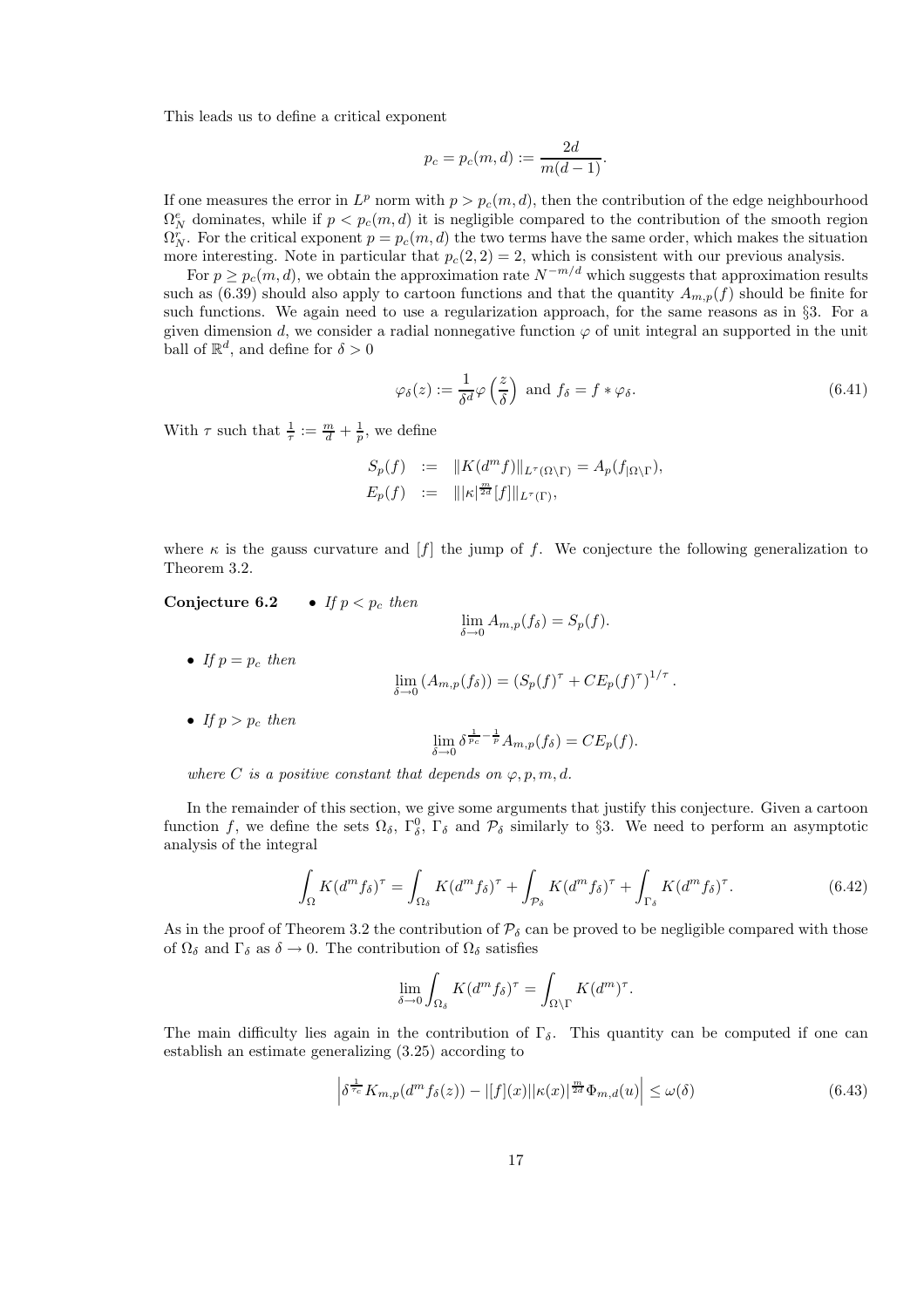This leads us to define a critical exponent

$$p_c = p_c(m,d) := \frac{2d}{m(d-1)}.$$

If one measures the error in $L^p$ norm with $p > p_c(m,d)$, then the contribution of the edge neighbourhood $\Omega_N^e$ dominates, while if $p < p_c(m,d)$ it is negligible compared to the contribution of the smooth region $\Omega_N^r$. For the critical exponent $p = p_c(m,d)$ the two terms have the same order, which makes the situation more interesting. Note in particular that $p_c(2,2) = 2$, which is consistent with our previous analysis.

For $p \geq p_c(m,d)$, we obtain the approximation rate $N^{-m/d}$ which suggests that approximation results such as (6.39) should also apply to cartoon functions and that the quantity $A_{m,p}(f)$ should be finite for such functions. We again need to use a regularization approach, for the same reasons as in §3. For a given dimension $d$, we consider a radial nonnegative function $\varphi$ of unit integral an supported in the unit ball of $\mathbb{R}^d$, and define for $\delta > 0$

$$\varphi_\delta(z) := \frac{1}{\delta^d}\varphi\left(\frac{z}{\delta}\right) \text{ and } f_\delta = f * \varphi_\delta. \tag{6.41}$$

With $\tau$ such that $\frac{1}{\tau} := \frac{m}{d} + \frac{1}{p}$, we define

$$\begin{aligned}
S_p(f) &:= \|K(d^m f)\|_{L^\tau(\Omega\setminus\Gamma)} = A_p(f_{|\Omega\setminus\Gamma}), \\
E_p(f) &:= \||\kappa|^{\frac{m}{2d}}[f]\|_{L^\tau(\Gamma)},
\end{aligned}$$

where $\kappa$ is the gauss curvature and $[f]$ the jump of $f$. We conjecture the following generalization to Theorem 3.2.

**Conjecture 6.2**

- *If $p < p_c$ then*
$$\lim_{\delta\to 0} A_{m,p}(f_\delta) = S_p(f).$$
- *If $p = p_c$ then*
$$\lim_{\delta\to 0}\left(A_{m,p}(f_\delta)\right) = \left(S_p(f)^\tau + CE_p(f)^\tau\right)^{1/\tau}.$$
- *If $p > p_c$ then*
$$\lim_{\delta\to 0} \delta^{\frac{1}{p_c}-\frac{1}{p}} A_{m,p}(f_\delta) = CE_p(f).$$

*where $C$ is a positive constant that depends on $\varphi, p, m, d$.*

In the remainder of this section, we give some arguments that justify this conjecture. Given a cartoon function $f$, we define the sets $\Omega_\delta$, $\Gamma_\delta^0$, $\Gamma_\delta$ and $\mathcal{P}_\delta$ similarly to §3. We need to perform an asymptotic analysis of the integral

$$\int_\Omega K(d^m f_\delta)^\tau = \int_{\Omega_\delta} K(d^m f_\delta)^\tau + \int_{\mathcal{P}_\delta} K(d^m f_\delta)^\tau + \int_{\Gamma_\delta} K(d^m f_\delta)^\tau. \tag{6.42}$$

As in the proof of Theorem 3.2 the contribution of $\mathcal{P}_\delta$ can be proved to be negligible compared with those of $\Omega_\delta$ and $\Gamma_\delta$ as $\delta \to 0$. The contribution of $\Omega_\delta$ satisfies

$$\lim_{\delta\to 0}\int_{\Omega_\delta} K(d^m f_\delta)^\tau = \int_{\Omega\setminus\Gamma} K(d^m)^\tau.$$

The main difficulty lies again in the contribution of $\Gamma_\delta$. This quantity can be computed if one can establish an estimate generalizing (3.25) according to

$$\left|\delta^{\frac{1}{\tau_c}} K_{m,p}(d^m f_\delta(z)) - |[f](x)||\kappa(x)|^{\frac{m}{2d}}\Phi_{m,d}(u)\right| \leq \omega(\delta) \tag{6.43}$$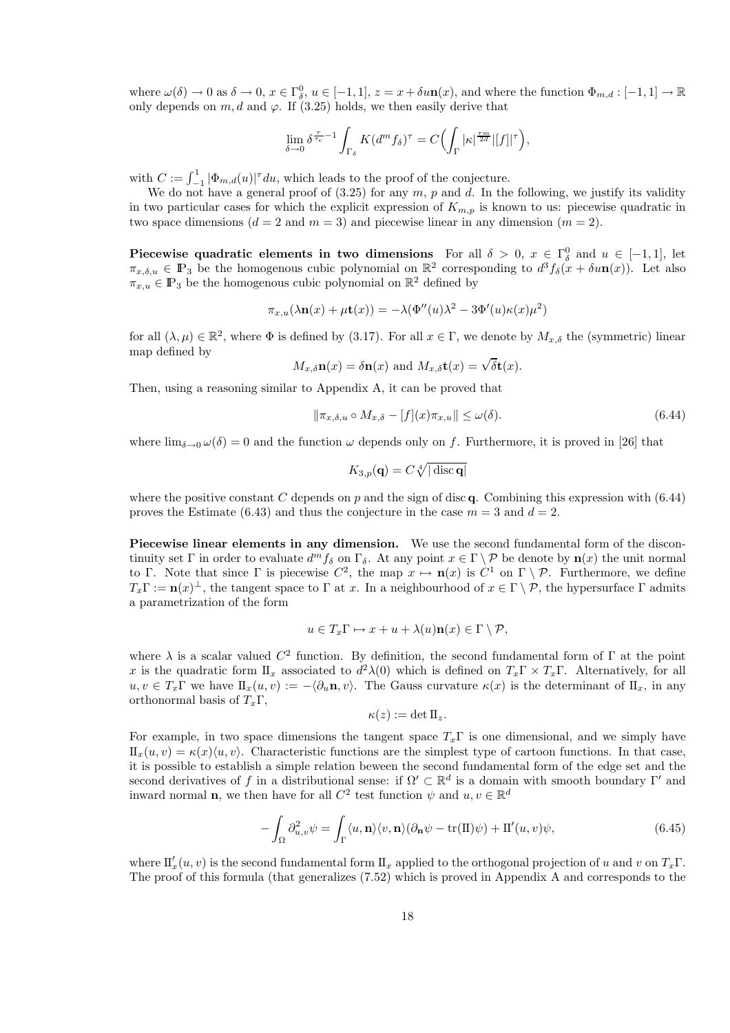where $\omega(\delta) \to 0$ as $\delta \to 0$, $x \in \Gamma_\delta^0$, $u \in [-1,1]$, $z = x + \delta u \mathbf{n}(x)$, and where the function $\Phi_{m,d} : [-1,1] \to \mathbb{R}$ only depends on $m, d$ and $\varphi$. If (3.25) holds, we then easily derive that

$$\lim_{\delta \to 0} \delta^{\frac{\tau}{\tau_c} - 1} \int_{\Gamma_\delta} K(d^m f_\delta)^\tau = C \Big( \int_\Gamma |\kappa|^{\frac{\tau m}{2d}} |[f]|^\tau \Big),$$

with $C := \int_{-1}^1 |\Phi_{m,d}(u)|^\tau du$, which leads to the proof of the conjecture.

We do not have a general proof of (3.25) for any $m$, $p$ and $d$. In the following, we justify its validity in two particular cases for which the explicit expression of $K_{m,p}$ is known to us: piecewise quadratic in two space dimensions ($d = 2$ and $m = 3$) and piecewise linear in any dimension ($m = 2$).

**Piecewise quadratic elements in two dimensions** For all $\delta > 0$, $x \in \Gamma_\delta^0$ and $u \in [-1,1]$, let $\pi_{x,\delta,u} \in \mathbb{P}_3$ be the homogenous cubic polynomial on $\mathbb{R}^2$ corresponding to $d^3 f_\delta(x + \delta u \mathbf{n}(x))$. Let also $\pi_{x,u} \in \mathbb{P}_3$ be the homogenous cubic polynomial on $\mathbb{R}^2$ defined by

$$\pi_{x,u}(\lambda \mathbf{n}(x) + \mu \mathbf{t}(x)) = -\lambda(\Phi''(u)\lambda^2 - 3\Phi'(u)\kappa(x)\mu^2)$$

for all $(\lambda, \mu) \in \mathbb{R}^2$, where $\Phi$ is defined by (3.17). For all $x \in \Gamma$, we denote by $M_{x,\delta}$ the (symmetric) linear map defined by

$$M_{x,\delta}\mathbf{n}(x) = \delta \mathbf{n}(x) \text{ and } M_{x,\delta}\mathbf{t}(x) = \sqrt{\delta}\mathbf{t}(x).$$

Then, using a reasoning similar to Appendix A, it can be proved that

$$\|\pi_{x,\delta,u} \circ M_{x,\delta} - [f](x)\pi_{x,u}\| \leq \omega(\delta). \tag{6.44}$$

where $\lim_{\delta \to 0} \omega(\delta) = 0$ and the function $\omega$ depends only on $f$. Furthermore, it is proved in [26] that

$$K_{3,p}(\mathbf{q}) = C \sqrt[4]{|\operatorname{disc} \mathbf{q}|}$$

where the positive constant $C$ depends on $p$ and the sign of $\operatorname{disc} \mathbf{q}$. Combining this expression with (6.44) proves the Estimate (6.43) and thus the conjecture in the case $m = 3$ and $d = 2$.

**Piecewise linear elements in any dimension.** We use the second fundamental form of the discontinuity set $\Gamma$ in order to evaluate $d^m f_\delta$ on $\Gamma_\delta$. At any point $x \in \Gamma \setminus \mathcal{P}$ be denote by $\mathbf{n}(x)$ the unit normal to $\Gamma$. Note that since $\Gamma$ is piecewise $C^2$, the map $x \mapsto \mathbf{n}(x)$ is $C^1$ on $\Gamma \setminus \mathcal{P}$. Furthermore, we define $T_x\Gamma := \mathbf{n}(x)^\perp$, the tangent space to $\Gamma$ at $x$. In a neighbourhood of $x \in \Gamma \setminus \mathcal{P}$, the hypersurface $\Gamma$ admits a parametrization of the form

$$u \in T_x\Gamma \mapsto x + u + \lambda(u)\mathbf{n}(x) \in \Gamma \setminus \mathcal{P},$$

where $\lambda$ is a scalar valued $C^2$ function. By definition, the second fundamental form of $\Gamma$ at the point $x$ is the quadratic form $\mathrm{II}_x$ associated to $d^2\lambda(0)$ which is defined on $T_x\Gamma \times T_x\Gamma$. Alternatively, for all $u, v \in T_x\Gamma$ we have $\mathrm{II}_x(u,v) := -\langle \partial_u \mathbf{n}, v \rangle$. The Gauss curvature $\kappa(x)$ is the determinant of $\mathrm{II}_x$, in any orthonormal basis of $T_x\Gamma$,

$$\kappa(z) := \det \mathrm{II}_z.$$

For example, in two space dimensions the tangent space $T_x\Gamma$ is one dimensional, and we simply have $\mathrm{II}_x(u,v) = \kappa(x)\langle u, v \rangle$. Characteristic functions are the simplest type of cartoon functions. In that case, it is possible to establish a simple relation beween the second fundamental form of the edge set and the second derivatives of $f$ in a distributional sense: if $\Omega' \subset \mathbb{R}^d$ is a domain with smooth boundary $\Gamma'$ and inward normal $\mathbf{n}$, we then have for all $C^2$ test function $\psi$ and $u, v \in \mathbb{R}^d$

$$-\int_\Omega \partial_{u,v}^2 \psi = \int_\Gamma \langle u, \mathbf{n} \rangle \langle v, \mathbf{n} \rangle (\partial_\mathbf{n} \psi - \operatorname{tr}(\mathrm{II})\psi) + \mathrm{II}'(u,v)\psi, \tag{6.45}$$

where $\mathrm{II}'_x(u,v)$ is the second fundamental form $\mathrm{II}_x$ applied to the orthogonal projection of $u$ and $v$ on $T_x\Gamma$. The proof of this formula (that generalizes (7.52) which is proved in Appendix A and corresponds to the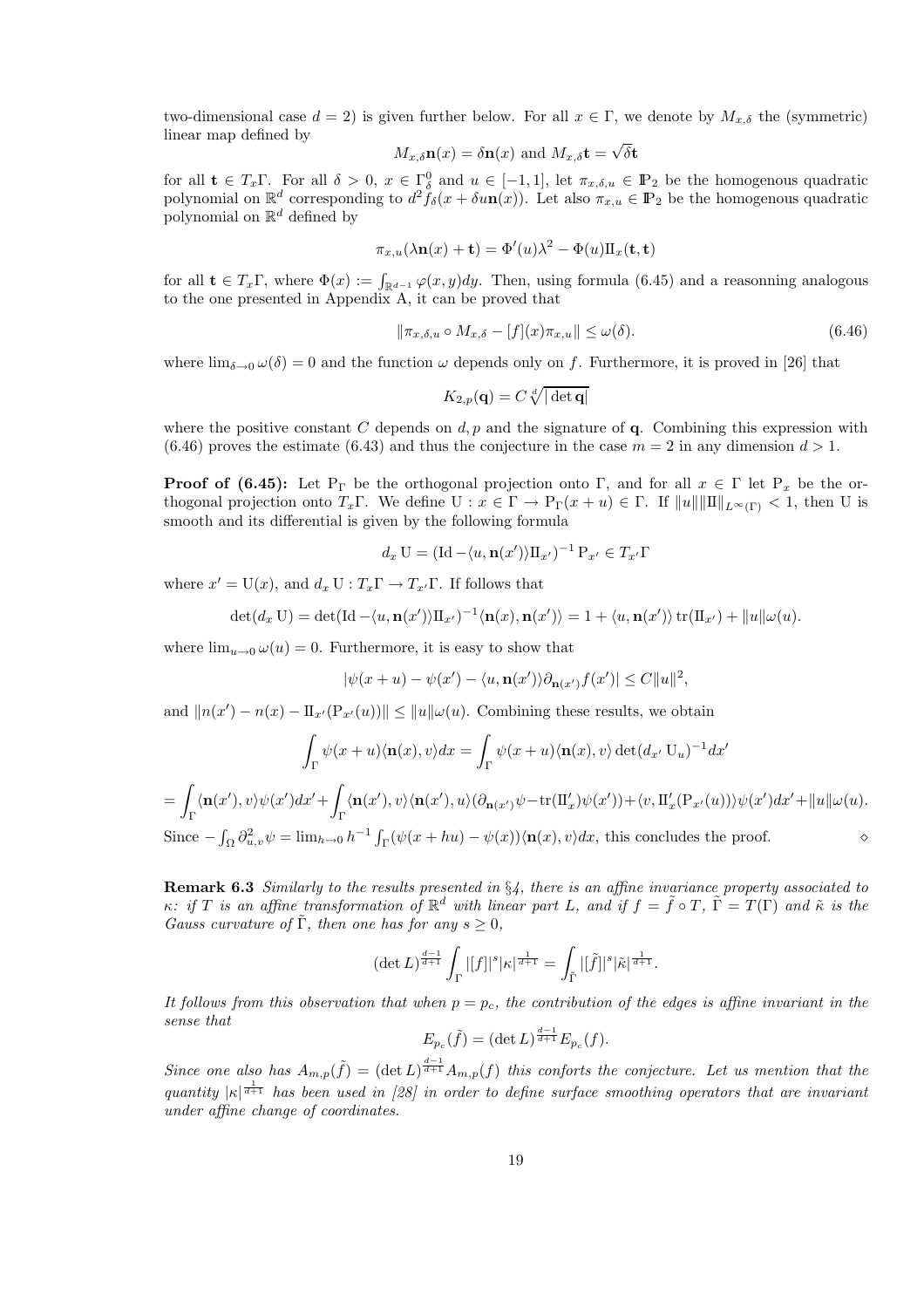two-dimensional case $d = 2$) is given further below. For all $x \in \Gamma$, we denote by $M_{x,\delta}$ the (symmetric) linear map defined by

$$M_{x,\delta}\mathbf{n}(x) = \delta\mathbf{n}(x) \text{ and } M_{x,\delta}\mathbf{t} = \sqrt{\delta}\mathbf{t}$$

for all $\mathbf{t} \in T_x\Gamma$. For all $\delta > 0$, $x \in \Gamma_\delta^0$ and $u \in [-1, 1]$, let $\pi_{x,\delta,u} \in \mathbb{P}_2$ be the homogenous quadratic polynomial on $\mathbb{R}^d$ corresponding to $d^2 f_\delta(x + \delta u\mathbf{n}(x))$. Let also $\pi_{x,u} \in \mathbb{P}_2$ be the homogenous quadratic polynomial on $\mathbb{R}^d$ defined by

$$\pi_{x,u}(\lambda\mathbf{n}(x) + \mathbf{t}) = \Phi'(u)\lambda^2 - \Phi(u)\mathrm{II}_x(\mathbf{t}, \mathbf{t})$$

for all $\mathbf{t} \in T_x\Gamma$, where $\Phi(x) := \int_{\mathbb{R}^{d-1}} \varphi(x, y)dy$. Then, using formula (6.45) and a reasonning analogous to the one presented in Appendix A, it can be proved that

$$\|\pi_{x,\delta,u} \circ M_{x,\delta} - [f](x)\pi_{x,u}\| \le \omega(\delta). \tag{6.46}$$

where $\lim_{\delta\to 0} \omega(\delta) = 0$ and the function $\omega$ depends only on $f$. Furthermore, it is proved in [26] that

$$K_{2,p}(\mathbf{q}) = C\sqrt[d]{|\det \mathbf{q}|}$$

where the positive constant $C$ depends on $d, p$ and the signature of $\mathbf{q}$. Combining this expression with (6.46) proves the estimate (6.43) and thus the conjecture in the case $m = 2$ in any dimension $d > 1$.

**Proof of (6.45):** Let $\mathrm{P}_\Gamma$ be the orthogonal projection onto $\Gamma$, and for all $x \in \Gamma$ let $\mathrm{P}_x$ be the orthogonal projection onto $T_x\Gamma$. We define $\mathrm{U} : x \in \Gamma \to \mathrm{P}_\Gamma(x + u) \in \Gamma$. If $\|u\|\|\mathrm{II}\|_{L^\infty(\Gamma)} < 1$, then U is smooth and its differential is given by the following formula

$$d_x\,\mathrm{U} = (\mathrm{Id} - \langle u, \mathbf{n}(x')\rangle\mathrm{II}_{x'})^{-1}\,\mathrm{P}_{x'} \in T_{x'}\Gamma$$

where $x' = \mathrm{U}(x)$, and $d_x\,\mathrm{U} : T_x\Gamma \to T_{x'}\Gamma$. If follows that

$$\det(d_x\,\mathrm{U}) = \det(\mathrm{Id} - \langle u, \mathbf{n}(x')\rangle\mathrm{II}_{x'})^{-1}\langle\mathbf{n}(x), \mathbf{n}(x')\rangle = 1 + \langle u, \mathbf{n}(x')\rangle\,\mathrm{tr}(\mathrm{II}_{x'}) + \|u\|\omega(u).$$

where $\lim_{u\to 0} \omega(u) = 0$. Furthermore, it is easy to show that

$$|\psi(x + u) - \psi(x') - \langle u, \mathbf{n}(x')\rangle\partial_{\mathbf{n}(x')}f(x')| \le C\|u\|^2,$$

and $\|n(x') - n(x) - \mathrm{II}_{x'}(\mathrm{P}_{x'}(u))\| \le \|u\|\omega(u)$. Combining these results, we obtain

$$\int_\Gamma \psi(x + u)\langle\mathbf{n}(x), v\rangle dx = \int_\Gamma \psi(x + u)\langle\mathbf{n}(x), v\rangle\det(d_{x'}\,\mathrm{U}_u)^{-1}dx'$$

$$= \int_\Gamma \langle\mathbf{n}(x'), v\rangle\psi(x')dx' + \int_\Gamma \langle\mathbf{n}(x'), v\rangle\langle\mathbf{n}(x'), u\rangle(\partial_{\mathbf{n}(x')}\psi - \mathrm{tr}(\mathrm{II}'_x)\psi(x')) + \langle v, \mathrm{II}'_x(\mathrm{P}_{x'}(u))\rangle\psi(x')dx' + \|u\|\omega(u).$$

Since $-\int_\Omega \partial^2_{u,v}\psi = \lim_{h\to 0} h^{-1}\int_\Gamma(\psi(x + hu) - \psi(x))\langle\mathbf{n}(x), v\rangle dx$, this concludes the proof. $\diamond$

**Remark 6.3** *Similarly to the results presented in §4, there is an affine invariance property associated to $\kappa$: if $T$ is an affine transformation of $\mathbb{R}^d$ with linear part $L$, and if $f = \tilde{f} \circ T$, $\tilde{\Gamma} = T(\Gamma)$ and $\tilde{\kappa}$ is the Gauss curvature of $\tilde{\Gamma}$, then one has for any $s \ge 0$,*

$$(\det L)^{\frac{d-1}{d+1}} \int_\Gamma |[f]|^s|\kappa|^{\frac{1}{d+1}} = \int_{\tilde{\Gamma}} |[\tilde{f}]|^s|\tilde{\kappa}|^{\frac{1}{d+1}}.$$

*It follows from this observation that when $p = p_c$, the contribution of the edges is affine invariant in the sense that*

$$E_{p_c}(\tilde{f}) = (\det L)^{\frac{d-1}{d+1}}E_{p_c}(f).$$

*Since one also has $A_{m,p}(\tilde{f}) = (\det L)^{\frac{d-1}{d+1}}A_{m,p}(f)$ this conforts the conjecture. Let us mention that the quantity $|\kappa|^{\frac{1}{d+1}}$ has been used in [28] in order to define surface smoothing operators that are invariant under affine change of coordinates.*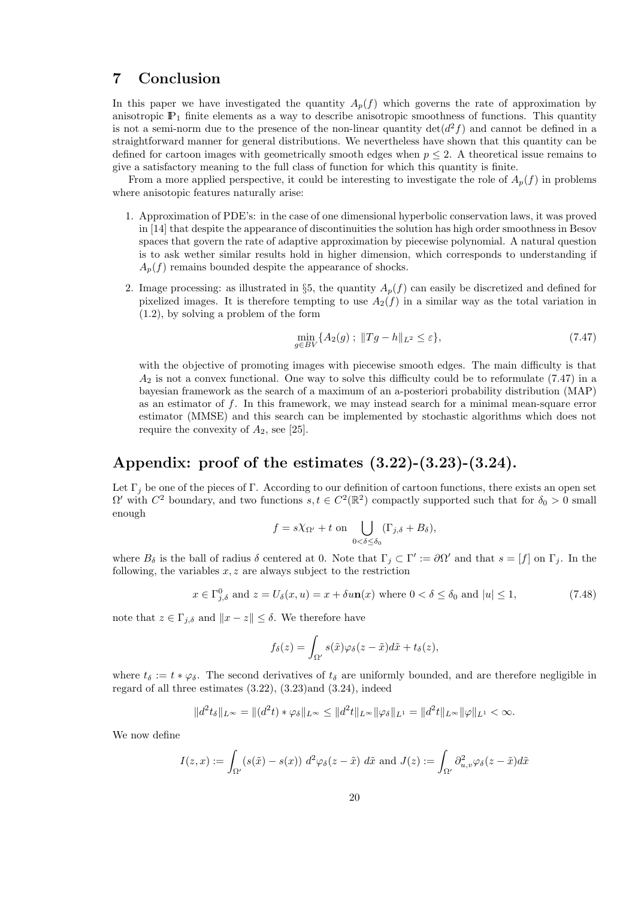## 7 Conclusion

In this paper we have investigated the quantity $A_p(f)$ which governs the rate of approximation by anisotropic $\mathbb{P}_1$ finite elements as a way to describe anisotropic smoothness of functions. This quantity is not a semi-norm due to the presence of the non-linear quantity $\det(d^2 f)$ and cannot be defined in a straightforward manner for general distributions. We nevertheless have shown that this quantity can be defined for cartoon images with geometrically smooth edges when $p \leq 2$. A theoretical issue remains to give a satisfactory meaning to the full class of function for which this quantity is finite.

From a more applied perspective, it could be interesting to investigate the role of $A_p(f)$ in problems where anisotopic features naturally arise:

1. Approximation of PDE's: in the case of one dimensional hyperbolic conservation laws, it was proved in [14] that despite the appearance of discontinuities the solution has high order smoothness in Besov spaces that govern the rate of adaptive approximation by piecewise polynomial. A natural question is to ask wether similar results hold in higher dimension, which corresponds to understanding if $A_p(f)$ remains bounded despite the appearance of shocks.

2. Image processing: as illustrated in §5, the quantity $A_p(f)$ can easily be discretized and defined for pixelized images. It is therefore tempting to use $A_2(f)$ in a similar way as the total variation in (1.2), by solving a problem of the form

$$\min_{g \in BV} \{A_2(g) \; ; \; \|Tg - h\|_{L^2} \leq \varepsilon\}, \tag{7.47}$$

with the objective of promoting images with piecewise smooth edges. The main difficulty is that $A_2$ is not a convex functional. One way to solve this difficulty could be to reformulate (7.47) in a bayesian framework as the search of a maximum of an a-posteriori probability distribution (MAP) as an estimator of $f$. In this framework, we may instead search for a minimal mean-square error estimator (MMSE) and this search can be implemented by stochastic algorithms which does not require the convexity of $A_2$, see [25].

## Appendix: proof of the estimates (3.22)-(3.23)-(3.24).

Let $\Gamma_j$ be one of the pieces of $\Gamma$. According to our definition of cartoon functions, there exists an open set $\Omega'$ with $C^2$ boundary, and two functions $s, t \in C^2(\mathbb{R}^2)$ compactly supported such that for $\delta_0 > 0$ small enough

$$f = s\chi_{\Omega'} + t \text{ on } \bigcup_{0<\delta\leq\delta_0} (\Gamma_{j,\delta} + B_\delta),$$

where $B_\delta$ is the ball of radius $\delta$ centered at 0. Note that $\Gamma_j \subset \Gamma' := \partial\Omega'$ and that $s = [f]$ on $\Gamma_j$. In the following, the variables $x, z$ are always subject to the restriction

$$x \in \Gamma^0_{j,\delta} \text{ and } z = U_\delta(x, u) = x + \delta u \mathbf{n}(x) \text{ where } 0 < \delta \leq \delta_0 \text{ and } |u| \leq 1, \tag{7.48}$$

note that $z \in \Gamma_{j,\delta}$ and $\|x - z\| \leq \delta$. We therefore have

$$f_\delta(z) = \int_{\Omega'} s(\tilde{x})\varphi_\delta(z - \tilde{x})d\tilde{x} + t_\delta(z),$$

where $t_\delta := t * \varphi_\delta$. The second derivatives of $t_\delta$ are uniformly bounded, and are therefore negligible in regard of all three estimates (3.22), (3.23)and (3.24), indeed

$$\|d^2 t_\delta\|_{L^\infty} = \|(d^2 t) * \varphi_\delta\|_{L^\infty} \leq \|d^2 t\|_{L^\infty}\|\varphi_\delta\|_{L^1} = \|d^2 t\|_{L^\infty}\|\varphi\|_{L^1} < \infty.$$

We now define

$$I(z, x) := \int_{\Omega'} (s(\tilde{x}) - s(x)) \; d^2\varphi_\delta(z - \tilde{x}) \; d\tilde{x} \text{ and } J(z) := \int_{\Omega'} \partial^2_{u,v}\varphi_\delta(z - \tilde{x})d\tilde{x}$$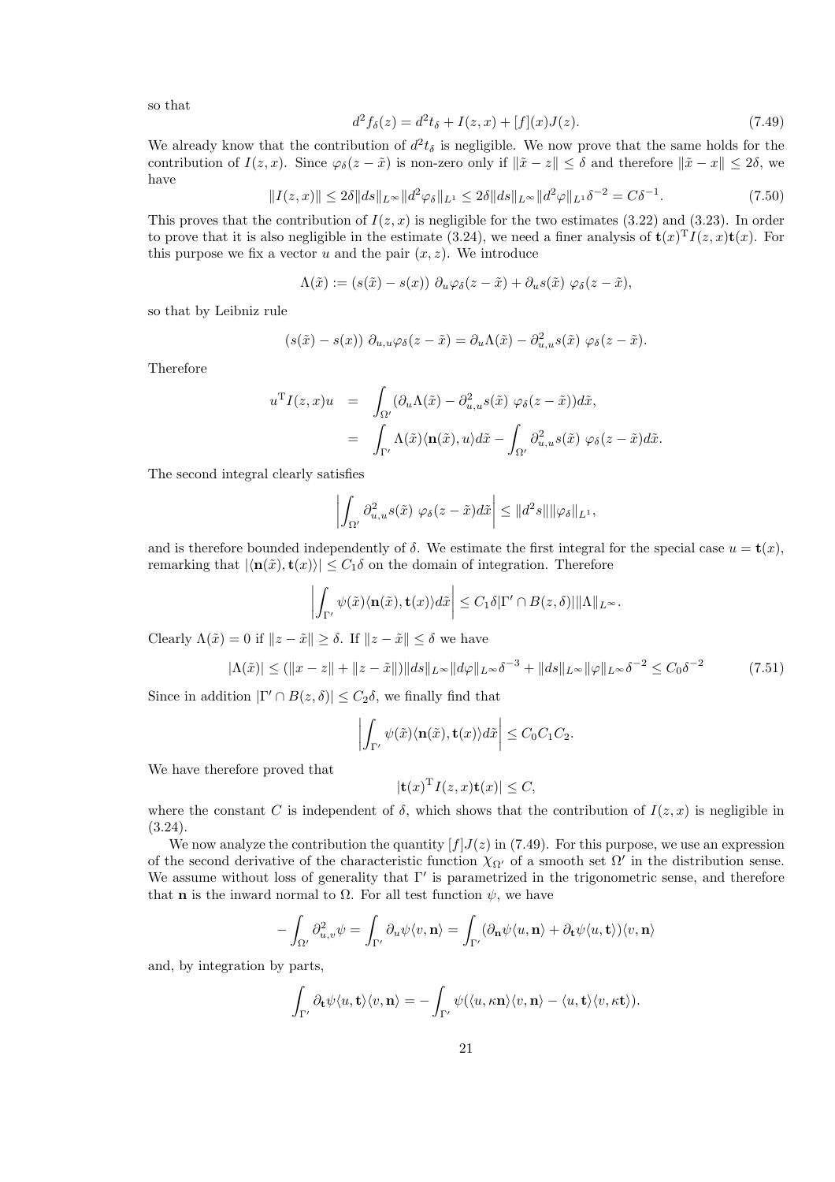so that

$$d^2 f_\delta(z) = d^2 t_\delta + I(z,x) + [f](x)J(z). \tag{7.49}$$

We already know that the contribution of $d^2 t_\delta$ is negligible. We now prove that the same holds for the contribution of $I(z,x)$. Since $\varphi_\delta(z-\tilde{x})$ is non-zero only if $\|\tilde{x}-z\| \le \delta$ and therefore $\|\tilde{x}-x\| \le 2\delta$, we have

$$\|I(z,x)\| \le 2\delta \|ds\|_{L^\infty} \|d^2\varphi_\delta\|_{L^1} \le 2\delta \|ds\|_{L^\infty} \|d^2\varphi\|_{L^1} \delta^{-2} = C\delta^{-1}. \tag{7.50}$$

This proves that the contribution of $I(z,x)$ is negligible for the two estimates (3.22) and (3.23). In order to prove that it is also negligible in the estimate (3.24), we need a finer analysis of $\mathbf{t}(x)^{\mathrm{T}} I(z,x)\mathbf{t}(x)$. For this purpose we fix a vector $u$ and the pair $(x,z)$. We introduce

$$\Lambda(\tilde{x}) := (s(\tilde{x}) - s(x))\ \partial_u \varphi_\delta(z-\tilde{x}) + \partial_u s(\tilde{x})\ \varphi_\delta(z-\tilde{x}),$$

so that by Leibniz rule

$$(s(\tilde{x}) - s(x))\ \partial_{u,u}\varphi_\delta(z-\tilde{x}) = \partial_u \Lambda(\tilde{x}) - \partial^2_{u,u} s(\tilde{x})\ \varphi_\delta(z-\tilde{x}).$$

Therefore

$$\begin{aligned} u^{\mathrm{T}} I(z,x) u &= \int_{\Omega'} (\partial_u \Lambda(\tilde{x}) - \partial^2_{u,u} s(\tilde{x})\ \varphi_\delta(z-\tilde{x})) d\tilde{x}, \\ &= \int_{\Gamma'} \Lambda(\tilde{x}) \langle \mathbf{n}(\tilde{x}), u\rangle d\tilde{x} - \int_{\Omega'} \partial^2_{u,u} s(\tilde{x})\ \varphi_\delta(z-\tilde{x}) d\tilde{x}. \end{aligned}$$

The second integral clearly satisfies

$$\left| \int_{\Omega'} \partial^2_{u,u} s(\tilde{x})\ \varphi_\delta(z-\tilde{x}) d\tilde{x} \right| \le \|d^2 s\| \|\varphi_\delta\|_{L^1},$$

and is therefore bounded independently of $\delta$. We estimate the first integral for the special case $u = \mathbf{t}(x)$, remarking that $|\langle \mathbf{n}(\tilde{x}), \mathbf{t}(x)\rangle| \le C_1 \delta$ on the domain of integration. Therefore

$$\left| \int_{\Gamma'} \psi(\tilde{x}) \langle \mathbf{n}(\tilde{x}), \mathbf{t}(x)\rangle d\tilde{x} \right| \le C_1 \delta |\Gamma' \cap B(z,\delta)| \|\Lambda\|_{L^\infty}.$$

Clearly $\Lambda(\tilde{x}) = 0$ if $\|z-\tilde{x}\| \ge \delta$. If $\|z-\tilde{x}\| \le \delta$ we have

$$|\Lambda(\tilde{x})| \le (\|x-z\| + \|z-\tilde{x}\|)\|ds\|_{L^\infty} \|d\varphi\|_{L^\infty} \delta^{-3} + \|ds\|_{L^\infty} \|\varphi\|_{L^\infty} \delta^{-2} \le C_0 \delta^{-2} \tag{7.51}$$

Since in addition $|\Gamma' \cap B(z,\delta)| \le C_2 \delta$, we finally find that

$$\left| \int_{\Gamma'} \psi(\tilde{x}) \langle \mathbf{n}(\tilde{x}), \mathbf{t}(x)\rangle d\tilde{x} \right| \le C_0 C_1 C_2.$$

We have therefore proved that

$$|\mathbf{t}(x)^{\mathrm{T}} I(z,x) \mathbf{t}(x)| \le C,$$

where the constant $C$ is independent of $\delta$, which shows that the contribution of $I(z,x)$ is negligible in (3.24).

We now analyze the contribution the quantity $[f]J(z)$ in (7.49). For this purpose, we use an expression of the second derivative of the characteristic function $\chi_{\Omega'}$ of a smooth set $\Omega'$ in the distribution sense. We assume without loss of generality that $\Gamma'$ is parametrized in the trigonometric sense, and therefore that $\mathbf{n}$ is the inward normal to $\Omega$. For all test function $\psi$, we have

$$-\int_{\Omega'} \partial^2_{u,v} \psi = \int_{\Gamma'} \partial_u \psi \langle v, \mathbf{n}\rangle = \int_{\Gamma'} (\partial_{\mathbf{n}} \psi \langle u, \mathbf{n}\rangle + \partial_{\mathbf{t}} \psi \langle u, \mathbf{t}\rangle) \langle v, \mathbf{n}\rangle$$

and, by integration by parts,

$$\int_{\Gamma'} \partial_{\mathbf{t}} \psi \langle u, \mathbf{t}\rangle \langle v, \mathbf{n}\rangle = -\int_{\Gamma'} \psi (\langle u, \kappa \mathbf{n}\rangle \langle v, \mathbf{n}\rangle - \langle u, \mathbf{t}\rangle \langle v, \kappa \mathbf{t}\rangle).$$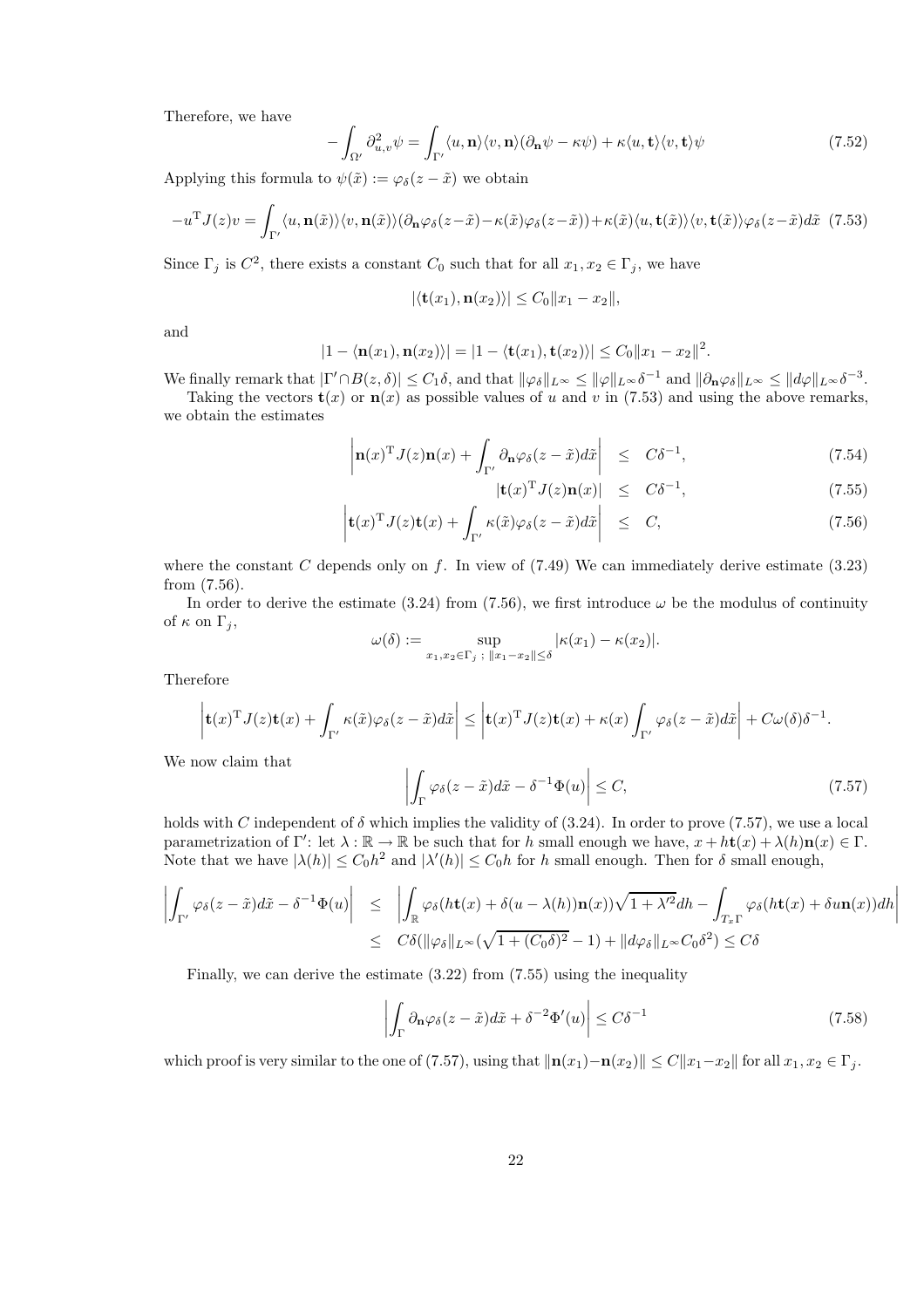Therefore, we have

$$-\int_{\Omega'} \partial^2_{u,v}\psi = \int_{\Gamma'} \langle u, \mathbf{n}\rangle\langle v, \mathbf{n}\rangle(\partial_{\mathbf{n}}\psi - \kappa\psi) + \kappa\langle u, \mathbf{t}\rangle\langle v, \mathbf{t}\rangle\psi \tag{7.52}$$

Applying this formula to $\psi(\tilde{x}) := \varphi_\delta(z - \tilde{x})$ we obtain

$$-u^{\mathrm{T}}J(z)v = \int_{\Gamma'} \langle u, \mathbf{n}(\tilde{x})\rangle\langle v, \mathbf{n}(\tilde{x})\rangle(\partial_{\mathbf{n}}\varphi_\delta(z-\tilde{x}) - \kappa(\tilde{x})\varphi_\delta(z-\tilde{x})) + \kappa(\tilde{x})\langle u, \mathbf{t}(\tilde{x})\rangle\langle v, \mathbf{t}(\tilde{x})\rangle\varphi_\delta(z-\tilde{x})d\tilde{x} \tag{7.53}$$

Since $\Gamma_j$ is $C^2$, there exists a constant $C_0$ such that for all $x_1, x_2 \in \Gamma_j$, we have

$$|\langle \mathbf{t}(x_1), \mathbf{n}(x_2)\rangle| \leq C_0\|x_1 - x_2\|,$$

and

$$|1 - \langle \mathbf{n}(x_1), \mathbf{n}(x_2)\rangle| = |1 - \langle \mathbf{t}(x_1), \mathbf{t}(x_2)\rangle| \leq C_0\|x_1 - x_2\|^2.$$

We finally remark that $|\Gamma' \cap B(z,\delta)| \leq C_1\delta$, and that $\|\varphi_\delta\|_{L^\infty} \leq \|\varphi\|_{L^\infty}\delta^{-1}$ and $\|\partial_{\mathbf{n}}\varphi_\delta\|_{L^\infty} \leq \|d\varphi\|_{L^\infty}\delta^{-3}$.

Taking the vectors $\mathbf{t}(x)$ or $\mathbf{n}(x)$ as possible values of $u$ and $v$ in (7.53) and using the above remarks, we obtain the estimates

$$\left|\mathbf{n}(x)^{\mathrm{T}}J(z)\mathbf{n}(x) + \int_{\Gamma'} \partial_{\mathbf{n}}\varphi_\delta(z-\tilde{x})d\tilde{x}\right| \leq C\delta^{-1}, \tag{7.54}$$

$$|\mathbf{t}(x)^{\mathrm{T}}J(z)\mathbf{n}(x)| \leq C\delta^{-1}, \tag{7.55}$$

$$\left|\mathbf{t}(x)^{\mathrm{T}}J(z)\mathbf{t}(x) + \int_{\Gamma'} \kappa(\tilde{x})\varphi_\delta(z-\tilde{x})d\tilde{x}\right| \leq C, \tag{7.56}$$

where the constant $C$ depends only on $f$. In view of (7.49) We can immediately derive estimate (3.23) from (7.56).

In order to derive the estimate (3.24) from (7.56), we first introduce $\omega$ be the modulus of continuity of $\kappa$ on $\Gamma_j$,

$$\omega(\delta) := \sup_{x_1, x_2 \in \Gamma_j\ ;\ \|x_1 - x_2\| \leq \delta} |\kappa(x_1) - \kappa(x_2)|.$$

Therefore

$$\left|\mathbf{t}(x)^{\mathrm{T}}J(z)\mathbf{t}(x) + \int_{\Gamma'} \kappa(\tilde{x})\varphi_\delta(z-\tilde{x})d\tilde{x}\right| \leq \left|\mathbf{t}(x)^{\mathrm{T}}J(z)\mathbf{t}(x) + \kappa(x)\int_{\Gamma'} \varphi_\delta(z-\tilde{x})d\tilde{x}\right| + C\omega(\delta)\delta^{-1}.$$

We now claim that

$$\left|\int_{\Gamma} \varphi_\delta(z-\tilde{x})d\tilde{x} - \delta^{-1}\Phi(u)\right| \leq C, \tag{7.57}$$

holds with $C$ independent of $\delta$ which implies the validity of (3.24). In order to prove (7.57), we use a local parametrization of $\Gamma'$: let $\lambda : \mathbb{R} \to \mathbb{R}$ be such that for $h$ small enough we have, $x + h\mathbf{t}(x) + \lambda(h)\mathbf{n}(x) \in \Gamma$. Note that we have $|\lambda(h)| \leq C_0h^2$ and $|\lambda'(h)| \leq C_0h$ for $h$ small enough. Then for $\delta$ small enough,

$$\begin{aligned}
\left|\int_{\Gamma'} \varphi_\delta(z-\tilde{x})d\tilde{x} - \delta^{-1}\Phi(u)\right| &\leq \left|\int_{\mathbb{R}} \varphi_\delta(h\mathbf{t}(x) + \delta(u - \lambda(h))\mathbf{n}(x))\sqrt{1+\lambda'^2}dh - \int_{T_x\Gamma} \varphi_\delta(h\mathbf{t}(x) + \delta u\mathbf{n}(x))dh\right| \\
&\leq C\delta(\|\varphi_\delta\|_{L^\infty}(\sqrt{1+(C_0\delta)^2} - 1) + \|d\varphi_\delta\|_{L^\infty}C_0\delta^2) \leq C\delta
\end{aligned}$$

Finally, we can derive the estimate (3.22) from (7.55) using the inequality

$$\left|\int_{\Gamma} \partial_{\mathbf{n}}\varphi_\delta(z-\tilde{x})d\tilde{x} + \delta^{-2}\Phi'(u)\right| \leq C\delta^{-1} \tag{7.58}$$

which proof is very similar to the one of (7.57), using that $\|\mathbf{n}(x_1) - \mathbf{n}(x_2)\| \leq C\|x_1 - x_2\|$ for all $x_1, x_2 \in \Gamma_j$.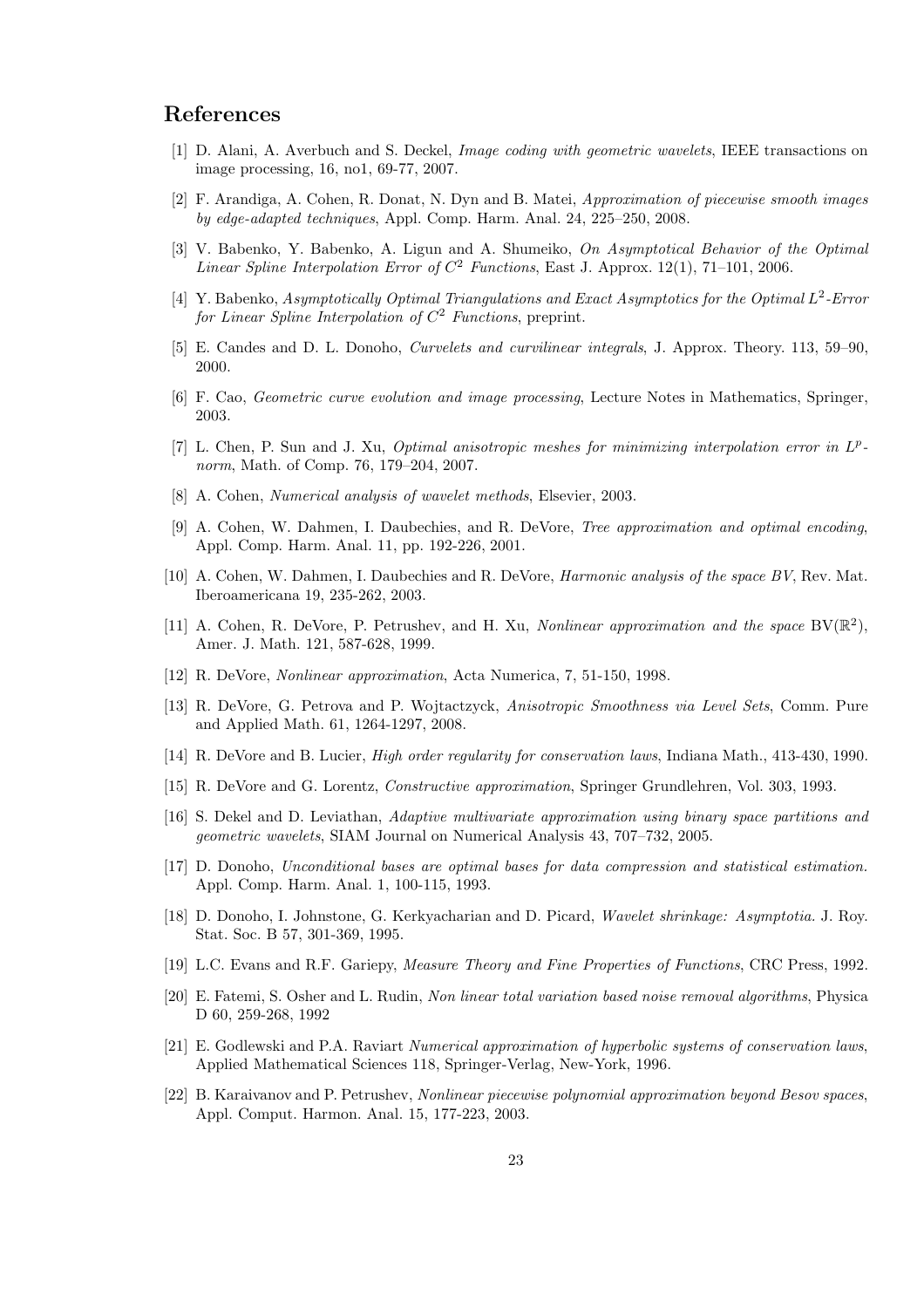## References

[1] D. Alani, A. Averbuch and S. Deckel, *Image coding with geometric wavelets*, IEEE transactions on image processing, 16, no1, 69-77, 2007.

[2] F. Arandiga, A. Cohen, R. Donat, N. Dyn and B. Matei, *Approximation of piecewise smooth images by edge-adapted techniques*, Appl. Comp. Harm. Anal. 24, 225–250, 2008.

[3] V. Babenko, Y. Babenko, A. Ligun and A. Shumeiko, *On Asymptotical Behavior of the Optimal Linear Spline Interpolation Error of $C^2$ Functions*, East J. Approx. 12(1), 71–101, 2006.

[4] Y. Babenko, *Asymptotically Optimal Triangulations and Exact Asymptotics for the Optimal $L^2$-Error for Linear Spline Interpolation of $C^2$ Functions*, preprint.

[5] E. Candes and D. L. Donoho, *Curvelets and curvilinear integrals*, J. Approx. Theory. 113, 59–90, 2000.

[6] F. Cao, *Geometric curve evolution and image processing*, Lecture Notes in Mathematics, Springer, 2003.

[7] L. Chen, P. Sun and J. Xu, *Optimal anisotropic meshes for minimizing interpolation error in $L^p$-norm*, Math. of Comp. 76, 179–204, 2007.

[8] A. Cohen, *Numerical analysis of wavelet methods*, Elsevier, 2003.

[9] A. Cohen, W. Dahmen, I. Daubechies, and R. DeVore, *Tree approximation and optimal encoding*, Appl. Comp. Harm. Anal. 11, pp. 192-226, 2001.

[10] A. Cohen, W. Dahmen, I. Daubechies and R. DeVore, *Harmonic analysis of the space BV*, Rev. Mat. Iberoamericana 19, 235-262, 2003.

[11] A. Cohen, R. DeVore, P. Petrushev, and H. Xu, *Nonlinear approximation and the space* $\mathrm{BV}(\mathbb{R}^2)$, Amer. J. Math. 121, 587-628, 1999.

[12] R. DeVore, *Nonlinear approximation*, Acta Numerica, 7, 51-150, 1998.

[13] R. DeVore, G. Petrova and P. Wojtactzyck, *Anisotropic Smoothness via Level Sets*, Comm. Pure and Applied Math. 61, 1264-1297, 2008.

[14] R. DeVore and B. Lucier, *High order regularity for conservation laws*, Indiana Math., 413-430, 1990.

[15] R. DeVore and G. Lorentz, *Constructive approximation*, Springer Grundlehren, Vol. 303, 1993.

[16] S. Dekel and D. Leviathan, *Adaptive multivariate approximation using binary space partitions and geometric wavelets*, SIAM Journal on Numerical Analysis 43, 707–732, 2005.

[17] D. Donoho, *Unconditional bases are optimal bases for data compression and statistical estimation.* Appl. Comp. Harm. Anal. 1, 100-115, 1993.

[18] D. Donoho, I. Johnstone, G. Kerkyacharian and D. Picard, *Wavelet shrinkage: Asymptotia.* J. Roy. Stat. Soc. B 57, 301-369, 1995.

[19] L.C. Evans and R.F. Gariepy, *Measure Theory and Fine Properties of Functions*, CRC Press, 1992.

[20] E. Fatemi, S. Osher and L. Rudin, *Non linear total variation based noise removal algorithms*, Physica D 60, 259-268, 1992

[21] E. Godlewski and P.A. Raviart *Numerical approximation of hyperbolic systems of conservation laws*, Applied Mathematical Sciences 118, Springer-Verlag, New-York, 1996.

[22] B. Karaivanov and P. Petrushev, *Nonlinear piecewise polynomial approximation beyond Besov spaces*, Appl. Comput. Harmon. Anal. 15, 177-223, 2003.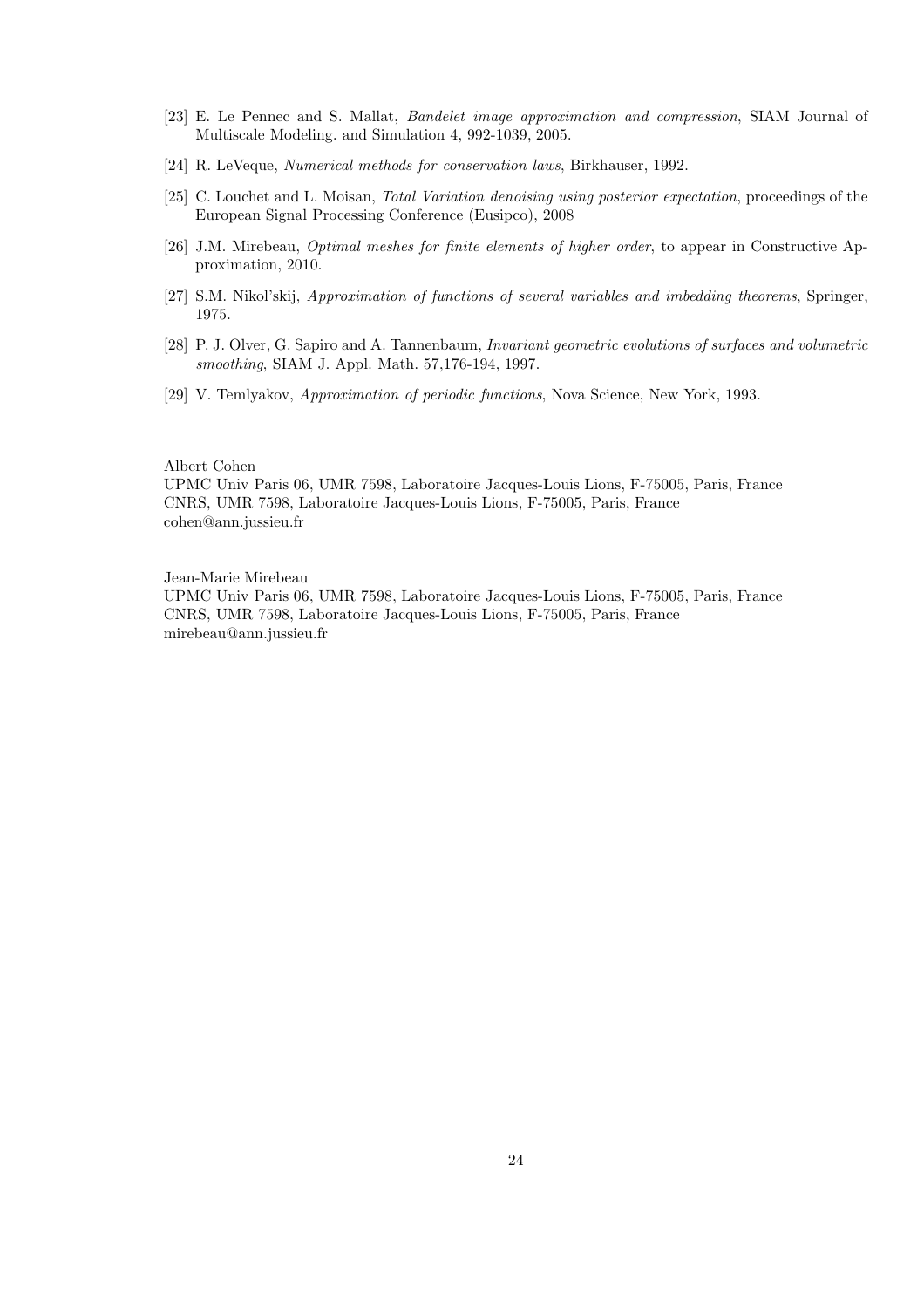[23] E. Le Pennec and S. Mallat, *Bandelet image approximation and compression*, SIAM Journal of Multiscale Modeling. and Simulation 4, 992-1039, 2005.

[24] R. LeVeque, *Numerical methods for conservation laws*, Birkhauser, 1992.

[25] C. Louchet and L. Moisan, *Total Variation denoising using posterior expectation*, proceedings of the European Signal Processing Conference (Eusipco), 2008

[26] J.M. Mirebeau, *Optimal meshes for finite elements of higher order*, to appear in Constructive Approximation, 2010.

[27] S.M. Nikol'skij, *Approximation of functions of several variables and imbedding theorems*, Springer, 1975.

[28] P. J. Olver, G. Sapiro and A. Tannenbaum, *Invariant geometric evolutions of surfaces and volumetric smoothing*, SIAM J. Appl. Math. 57,176-194, 1997.

[29] V. Temlyakov, *Approximation of periodic functions*, Nova Science, New York, 1993.

Albert Cohen
UPMC Univ Paris 06, UMR 7598, Laboratoire Jacques-Louis Lions, F-75005, Paris, France
CNRS, UMR 7598, Laboratoire Jacques-Louis Lions, F-75005, Paris, France
cohen@ann.jussieu.fr

Jean-Marie Mirebeau
UPMC Univ Paris 06, UMR 7598, Laboratoire Jacques-Louis Lions, F-75005, Paris, France
CNRS, UMR 7598, Laboratoire Jacques-Louis Lions, F-75005, Paris, France
mirebeau@ann.jussieu.fr